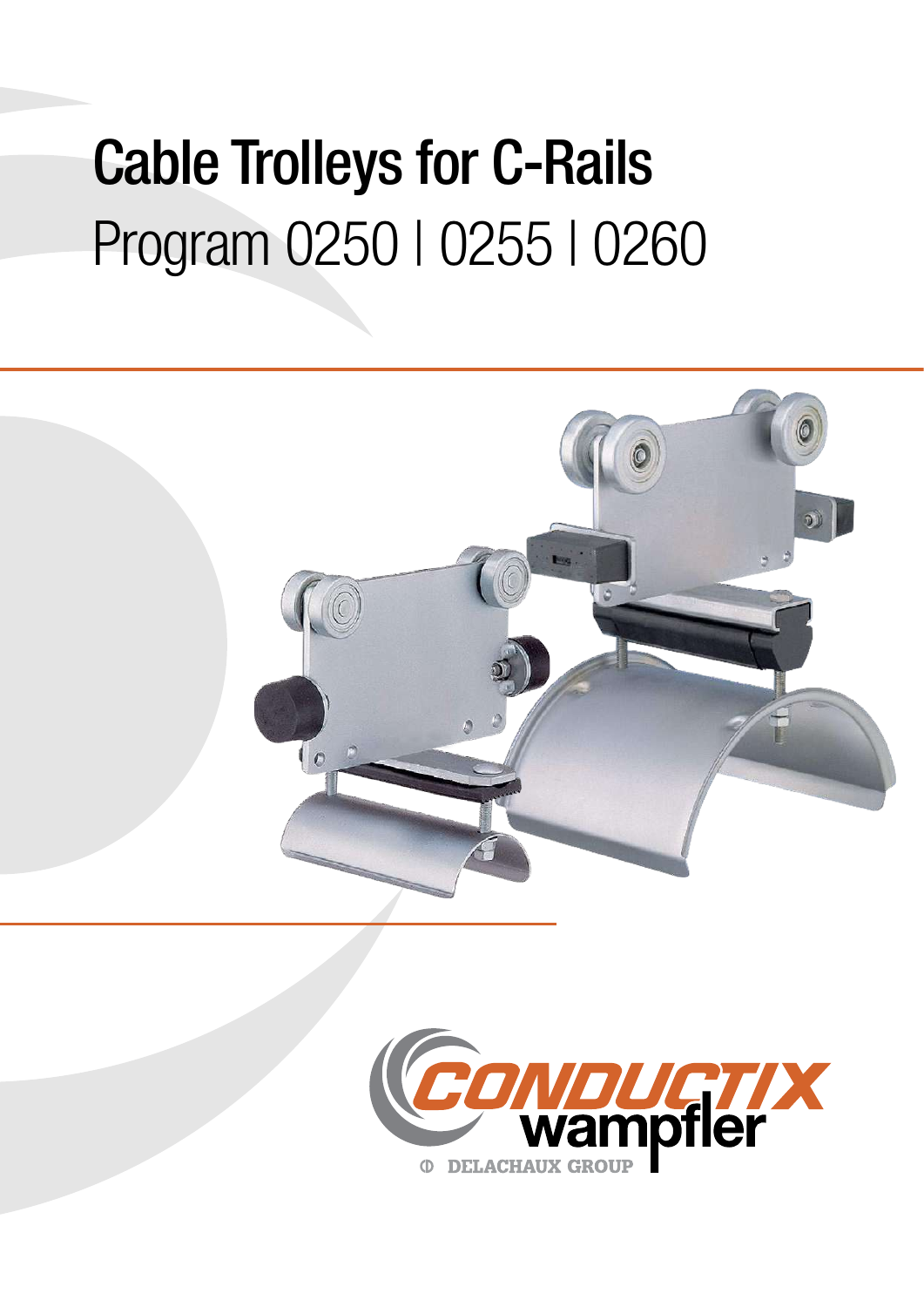# Cable Trolleys for C-Rails

## Program 0250 | 0255 | 0260

CONDUCTIX wampfler

DELACHAUX GROUP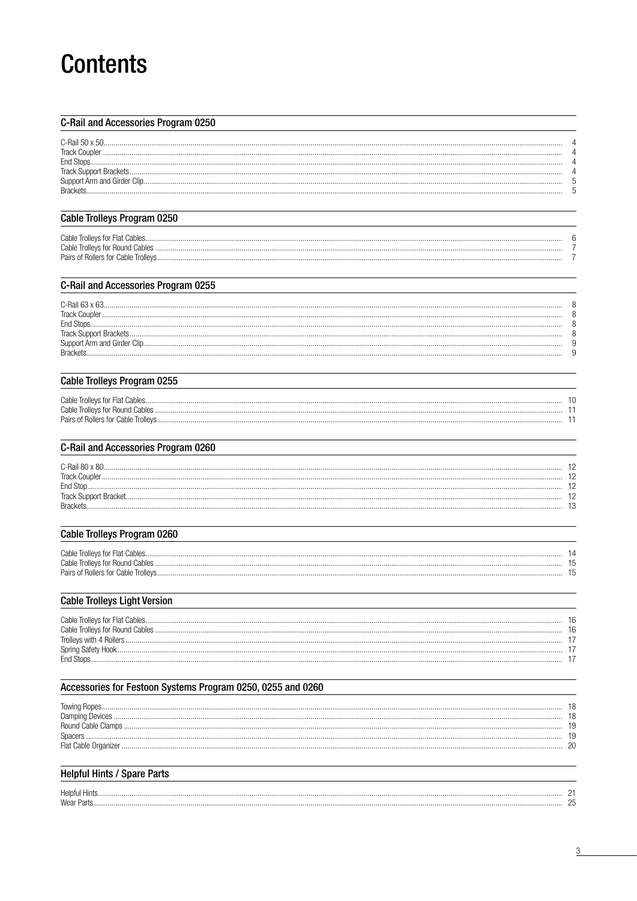# Contents

## C-Rail and Accessories Program 0250

| | |
|---|---|
| C-Rail 50 x 50 | 4 |
| Track Coupler | 4 |
| End Stops | 4 |
| Track Support Brackets | 4 |
| Support Arm and Girder Clip | 5 |
| Brackets | 5 |

## Cable Trolleys Program 0250

| | |
|---|---|
| Cable Trolleys for Flat Cables | 6 |
| Cable Trolleys for Round Cables | 7 |
| Pairs of Rollers for Cable Trolleys | 7 |

## C-Rail and Accessories Program 0255

| | |
|---|---|
| C-Rail 63 x 63 | 8 |
| Track Coupler | 8 |
| End Stops | 8 |
| Track Support Brackets | 8 |
| Support Arm and Girder Clip | 9 |
| Brackets | 9 |

## Cable Trolleys Program 0255

| | |
|---|---|
| Cable Trolleys for Flat Cables | 10 |
| Cable Trolleys for Round Cables | 11 |
| Pairs of Rollers for Cable Trolleys | 11 |

## C-Rail and Accessories Program 0260

| | |
|---|---|
| C-Rail 80 x 80 | 12 |
| Track Coupler | 12 |
| End Stop | 12 |
| Track Support Bracket | 12 |
| Brackets | 13 |

## Cable Trolleys Program 0260

| | |
|---|---|
| Cable Trolleys for Flat Cables | 14 |
| Cable Trolleys for Round Cables | 15 |
| Pairs of Rollers for Cable Trolleys | 15 |

## Cable Trolleys Light Version

| | |
|---|---|
| Cable Trolleys for Flat Cables | 16 |
| Cable Trolleys for Round Cables | 16 |
| Trolleys with 4 Rollers | 17 |
| Spring Safety Hook | 17 |
| End Stops | 17 |

## Accessories for Festoon Systems Program 0250, 0255 and 0260

| | |
|---|---|
| Towing Ropes | 18 |
| Damping Devices | 18 |
| Round Cable Clamps | 19 |
| Spacers | 19 |
| Flat Cable Organizer | 20 |

## Helpful Hints / Spare Parts

| | |
|---|---|
| Helpful Hints | 21 |
| Wear Parts | 25 |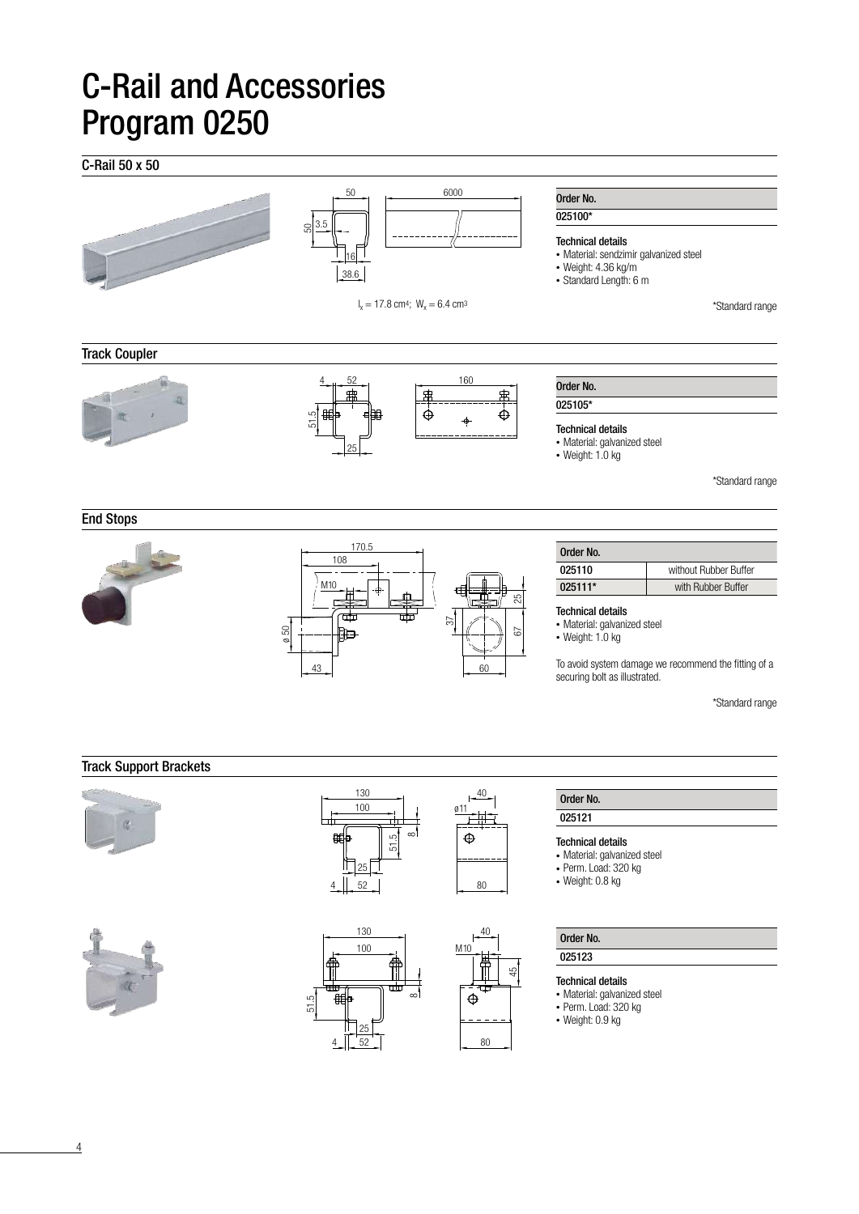# C-Rail and Accessories Program 0250

## C-Rail 50 x 50

$I_x = 17.8\ cm^4$; $W_x = 6.4\ cm^3$

| Order No. |
|---|
| 025100* |

**Technical details**
- Material: sendzimir galvanized steel
- Weight: 4.36 kg/m
- Standard Length: 6 m

*Standard range

## Track Coupler

| Order No. |
|---|
| 025105* |

**Technical details**
- Material: galvanized steel
- Weight: 1.0 kg

*Standard range

## End Stops

| Order No. | |
|---|---|
| 025110 | without Rubber Buffer |
| 025111* | with Rubber Buffer |

**Technical details**
- Material: galvanized steel
- Weight: 1.0 kg

To avoid system damage we recommend the fitting of a securing bolt as illustrated.

*Standard range

## Track Support Brackets

| Order No. |
|---|
| 025121 |

**Technical details**
- Material: galvanized steel
- Perm. Load: 320 kg
- Weight: 0.8 kg

| Order No. |
|---|
| 025123 |

**Technical details**
- Material: galvanized steel
- Perm. Load: 320 kg
- Weight: 0.9 kg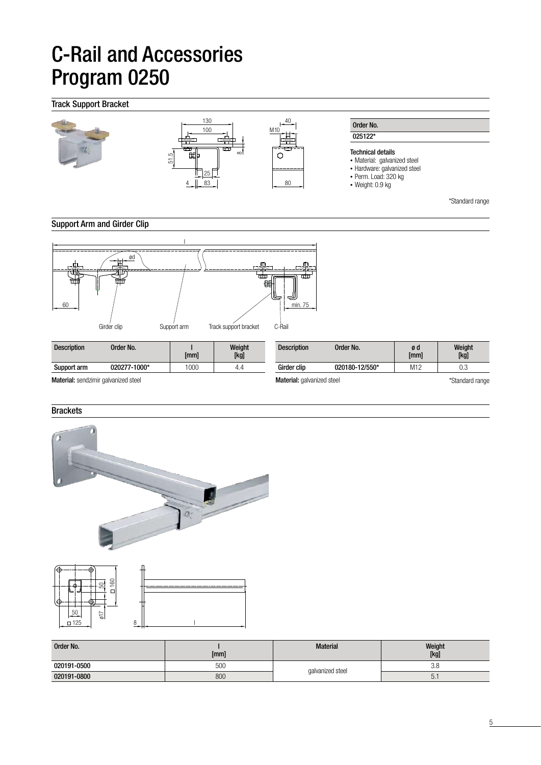# C-Rail and Accessories Program 0250

## Track Support Bracket

| Order No. |
|---|
| 025122* |

**Technical details**

- Material: galvanized steel
- Hardware: galvanized steel
- Perm. Load: 320 kg
- Weight: 0.9 kg

*Standard range

## Support Arm and Girder Clip

| Description | Order No. | l [mm] | Weight [kg] |
|---|---|---|---|
| Support arm | 020277-1000* | 1000 | 4.4 |

**Material:** sendzimir galvanized steel

| Description | Order No. | ø d [mm] | Weight [kg] |
|---|---|---|---|
| Girder clip | 020180-12/550* | M12 | 0.3 |

**Material:** galvanized steel

*Standard range

## Brackets

| Order No. | l [mm] | Material | Weight [kg] |
|---|---|---|---|
| 020191-0500 | 500 | galvanized steel | 3.8 |
| 020191-0800 | 800 | | 5.1 |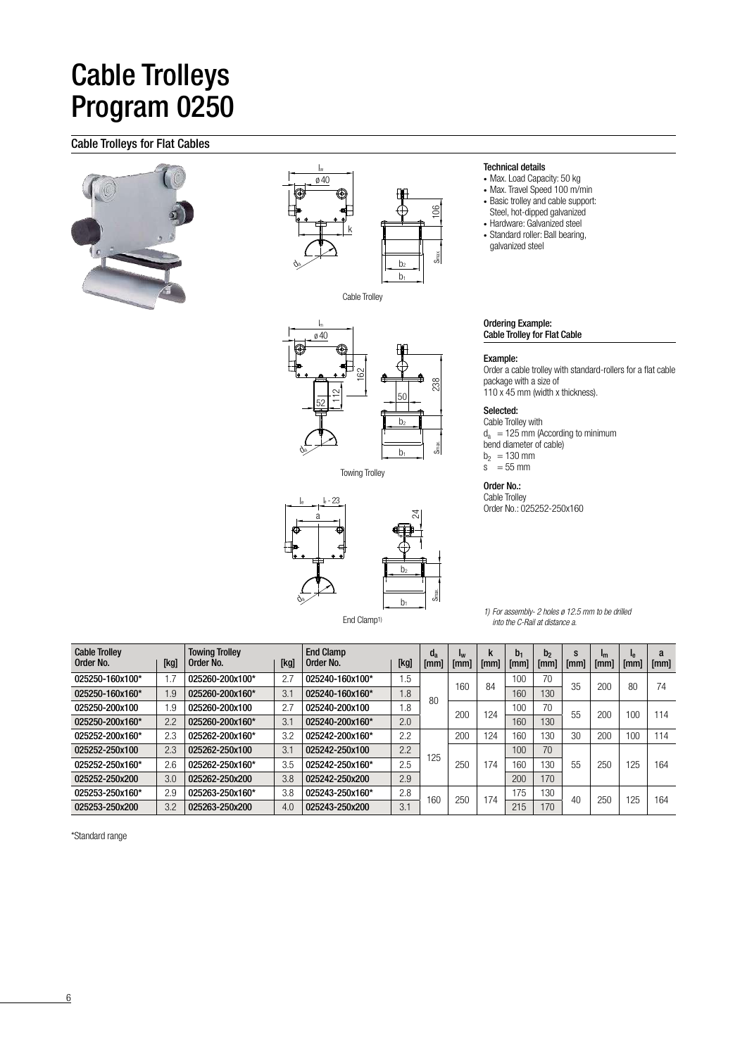# Cable Trolleys Program 0250

## Cable Trolleys for Flat Cables

Cable Trolley

Towing Trolley

End Clamp[1]

### Technical details

- Max. Load Capacity: 50 kg
- Max. Travel Speed 100 m/min
- Basic trolley and cable support: Steel, hot-dipped galvanized
- Hardware: Galvanized steel
- Standard roller: Ball bearing, galvanized steel

### Ordering Example: Cable Trolley for Flat Cable

**Example:**

Order a cable trolley with standard-rollers for a flat cable package with a size of 110 x 45 mm (width x thickness).

**Selected:**

Cable Trolley with
$d_a$ = 125 mm (According to minimum bend diameter of cable)
$b_2$ = 130 mm
s = 55 mm

**Order No.:**

Cable Trolley
Order No.: 025252-250x160

*1) For assembly- 2 holes ø 12.5 mm to be drilled into the C-Rail at distance a.*

| Cable Trolley Order No. | [kg] | Towing Trolley Order No. | [kg] | End Clamp Order No. | [kg] | $d_a$ [mm] | $l_w$ [mm] | k [mm] | $b_1$ [mm] | $b_2$ [mm] | s [mm] | $l_m$ [mm] | $l_e$ [mm] | a [mm] |
|---|---|---|---|---|---|---|---|---|---|---|---|---|---|---|
| 025250-160x100* | 1.7 | 025260-200x100* | 2.7 | 025240-160x100* | 1.5 | 80 | 160 | 84 | 100 | 70 | 35 | 200 | 80 | 74 |
| 025250-160x160* | 1.9 | 025260-200x160* | 3.1 | 025240-160x160* | 1.8 | | | | 160 | 130 | | | | |
| 025250-200x100 | 1.9 | 025260-200x100 | 2.7 | 025240-200x100 | 1.8 | | 200 | 124 | 100 | 70 | 55 | 200 | 100 | 114 |
| 025250-200x160* | 2.2 | 025260-200x160* | 3.1 | 025240-200x160* | 2.0 | | | | 160 | 130 | | | | |
| 025252-200x160* | 2.3 | 025262-200x160* | 3.2 | 025242-200x160* | 2.2 | 125 | 200 | 124 | 160 | 130 | 30 | 200 | 100 | 114 |
| 025252-250x100 | 2.3 | 025262-250x100 | 3.1 | 025242-250x100 | 2.2 | | 250 | 174 | 100 | 70 | 55 | 250 | 125 | 164 |
| 025252-250x160* | 2.6 | 025262-250x160* | 3.5 | 025242-250x160* | 2.5 | | | | 160 | 130 | | | | |
| 025252-250x200 | 3.0 | 025262-250x200 | 3.8 | 025242-250x200 | 2.9 | | | | 200 | 170 | | | | |
| 025253-250x160* | 2.9 | 025263-250x160* | 3.8 | 025243-250x160* | 2.8 | 160 | 250 | 174 | 175 | 130 | 40 | 250 | 125 | 164 |
| 025253-250x200 | 3.2 | 025263-250x200 | 4.0 | 025243-250x200 | 3.1 | | | | 215 | 170 | | | | |

*Standard range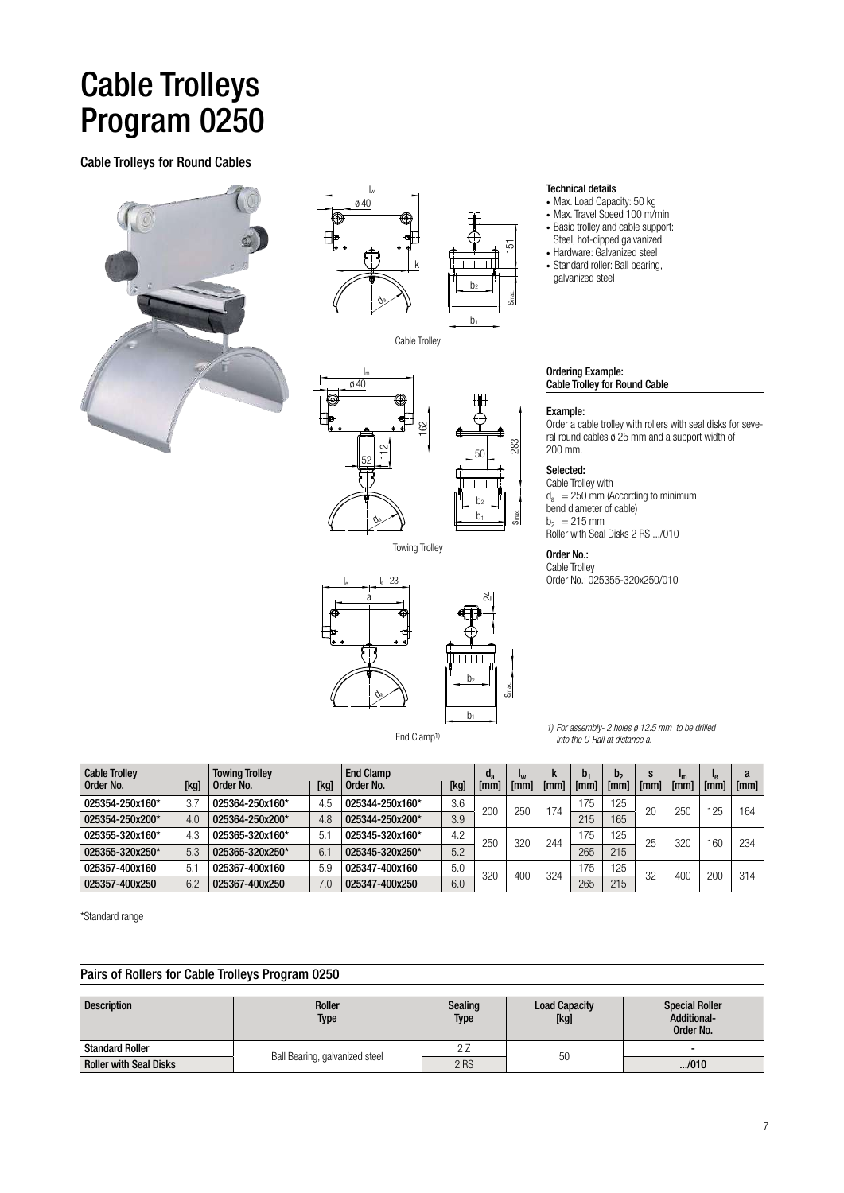# Cable Trolleys Program 0250

## Cable Trolleys for Round Cables

Cable Trolley

Towing Trolley

End Clamp[1]

### Technical details

- Max. Load Capacity: 50 kg
- Max. Travel Speed 100 m/min
- Basic trolley and cable support: Steel, hot-dipped galvanized
- Hardware: Galvanized steel
- Standard roller: Ball bearing, galvanized steel

### Ordering Example: Cable Trolley for Round Cable

**Example:**

Order a cable trolley with rollers with seal disks for several round cables ø 25 mm and a support width of 200 mm.

**Selected:**

Cable Trolley with
$d_a$ = 250 mm (According to minimum bend diameter of cable)
$b_2$ = 215 mm
Roller with Seal Disks 2 RS .../010

**Order No.:**

Cable Trolley
Order No.: 025355-320x250/010

*1) For assembly- 2 holes ø 12.5 mm to be drilled into the C-Rail at distance a.*

| Cable Trolley Order No. | [kg] | Towing Trolley Order No. | [kg] | End Clamp Order No. | [kg] | $d_a$ [mm] | $l_w$ [mm] | k [mm] | $b_1$ [mm] | $b_2$ [mm] | s [mm] | $l_m$ [mm] | $l_e$ [mm] | a [mm] |
|---|---|---|---|---|---|---|---|---|---|---|---|---|---|---|
| 025354-250x160* | 3.7 | 025364-250x160* | 4.5 | 025344-250x160* | 3.6 | 200 | 250 | 174 | 175 | 125 | 20 | 250 | 125 | 164 |
| 025354-250x200* | 4.0 | 025364-250x200* | 4.8 | 025344-250x200* | 3.9 | | | | 215 | 165 | | | | |
| 025355-320x160* | 4.3 | 025365-320x160* | 5.1 | 025345-320x160* | 4.2 | 250 | 320 | 244 | 175 | 125 | 25 | 320 | 160 | 234 |
| 025355-320x250* | 5.3 | 025365-320x250* | 6.1 | 025345-320x250* | 5.2 | | | | 265 | 215 | | | | |
| 025357-400x160 | 5.1 | 025367-400x160 | 5.9 | 025347-400x160 | 5.0 | 320 | 400 | 324 | 175 | 125 | 32 | 400 | 200 | 314 |
| 025357-400x250 | 6.2 | 025367-400x250 | 7.0 | 025347-400x250 | 6.0 | | | | 265 | 215 | | | | |

*Standard range

## Pairs of Rollers for Cable Trolleys Program 0250

| Description | Roller Type | Sealing Type | Load Capacity [kg] | Special Roller Additional- Order No. |
|---|---|---|---|---|
| Standard Roller | Ball Bearing, galvanized steel | 2 Z | 50 | - |
| Roller with Seal Disks | | 2 RS | | **.../010** |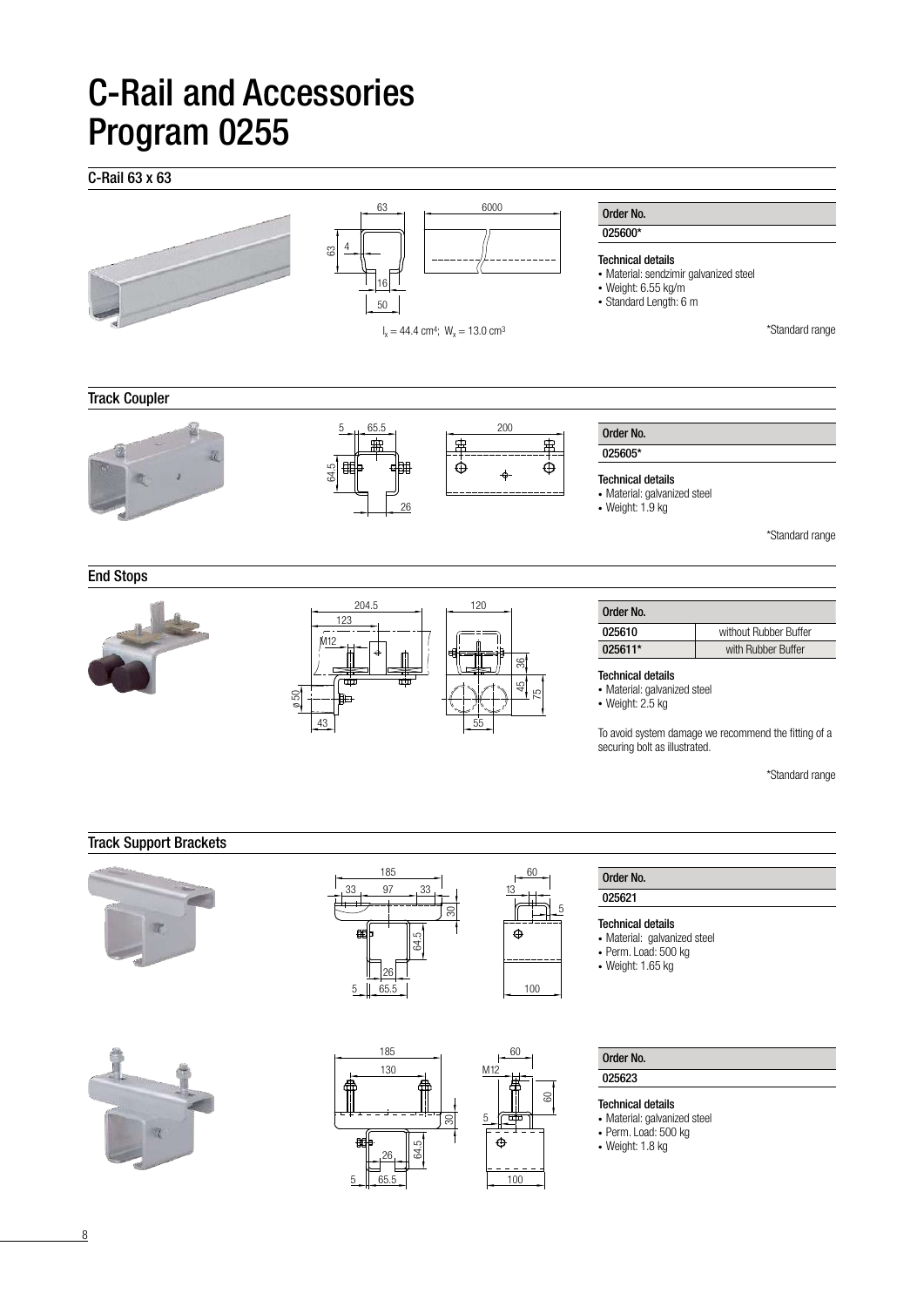# C-Rail and Accessories Program 0255

## C-Rail 63 x 63

$I_x = 44.4\ cm^4$; $W_x = 13.0\ cm^3$

| Order No. |
| --- |
| 025600* |

**Technical details**

- Material: sendzimir galvanized steel
- Weight: 6.55 kg/m
- Standard Length: 6 m

*Standard range

## Track Coupler

| Order No. |
| --- |
| 025605* |

**Technical details**

- Material: galvanized steel
- Weight: 1.9 kg

*Standard range

## End Stops

| Order No. | |
| --- | --- |
| 025610 | without Rubber Buffer |
| 025611* | with Rubber Buffer |

**Technical details**

- Material: galvanized steel
- Weight: 2.5 kg

To avoid system damage we recommend the fitting of a securing bolt as illustrated.

*Standard range

## Track Support Brackets

| Order No. |
| --- |
| 025621 |

**Technical details**

- Material: galvanized steel
- Perm. Load: 500 kg
- Weight: 1.65 kg

| Order No. |
| --- |
| 025623 |

**Technical details**

- Material: galvanized steel
- Perm. Load: 500 kg
- Weight: 1.8 kg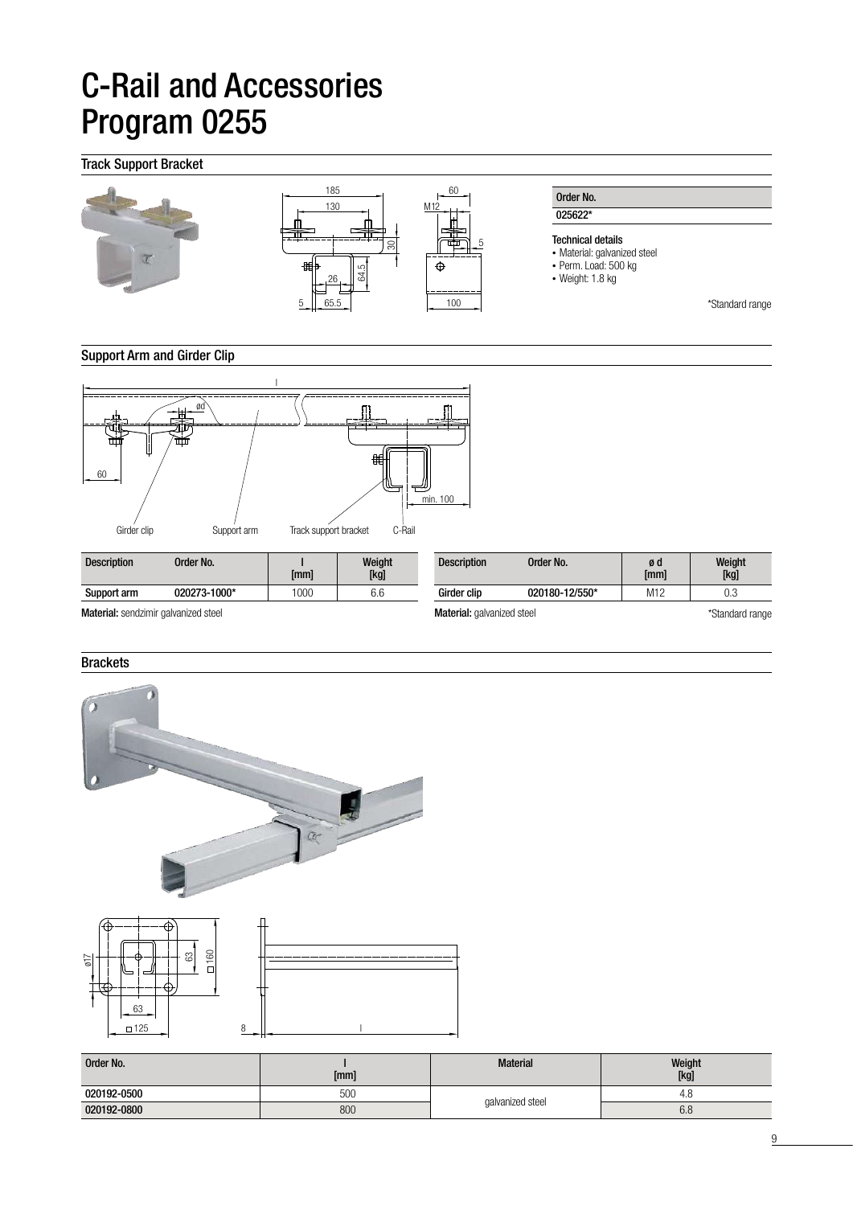# C-Rail and Accessories Program 0255

## Track Support Bracket

| Order No. |
|---|
| 025622* |

**Technical details**
- Material: galvanized steel
- Perm. Load: 500 kg
- Weight: 1.8 kg

*Standard range

## Support Arm and Girder Clip

| Description | Order No. | l [mm] | Weight [kg] |
|---|---|---|---|
| Support arm | 020273-1000* | 1000 | 6.6 |

**Material:** sendzimir galvanized steel

| Description | Order No. | ø d [mm] | Weight [kg] |
|---|---|---|---|
| Girder clip | 020180-12/550* | M12 | 0.3 |

**Material:** galvanized steel

*Standard range

## Brackets

| Order No. | l [mm] | Material | Weight [kg] |
|---|---|---|---|
| 020192-0500 | 500 | galvanized steel | 4.8 |
| 020192-0800 | 800 | | 6.8 |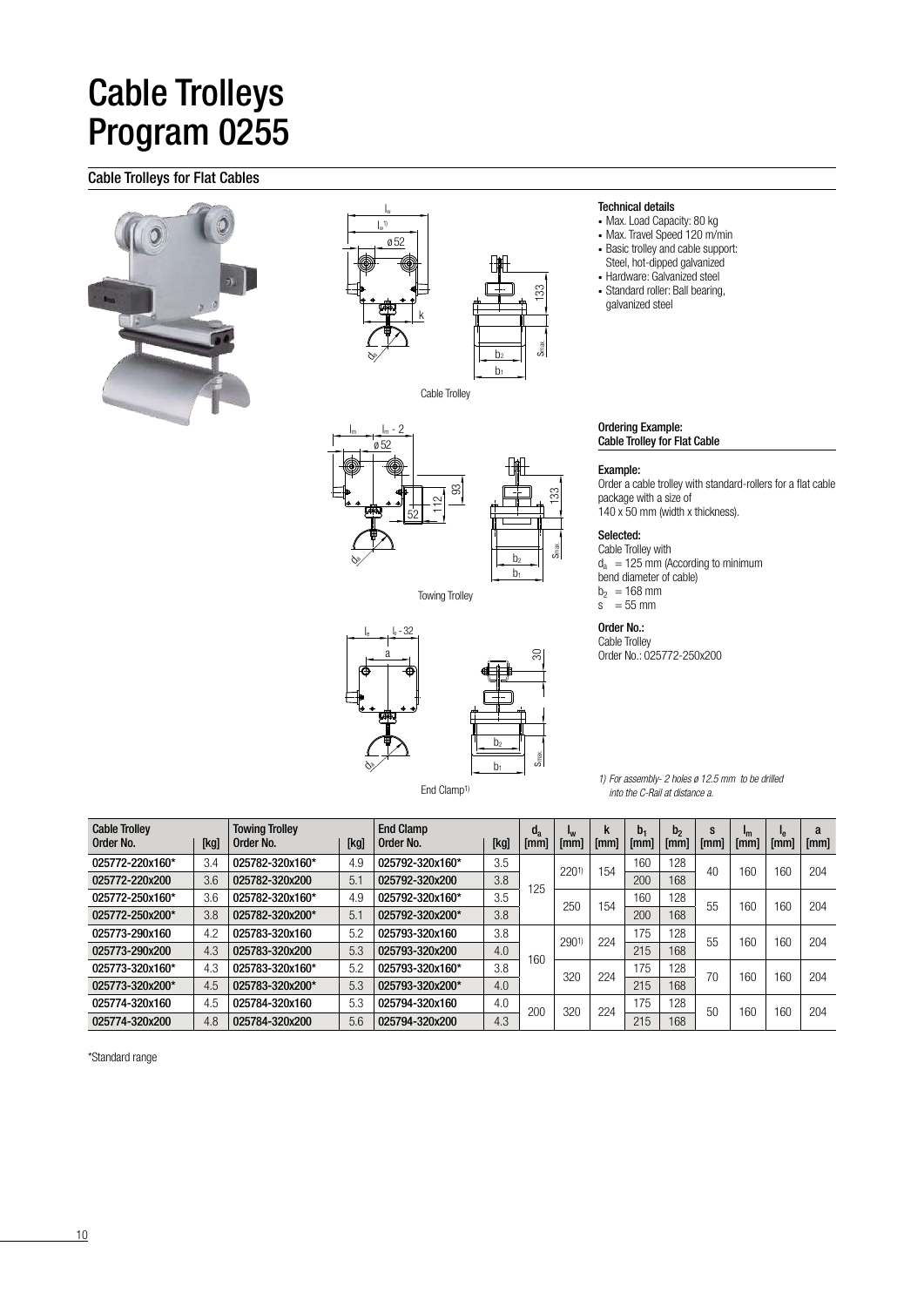# Cable Trolleys
# Program 0255

## Cable Trolleys for Flat Cables

Cable Trolley

Towing Trolley

End Clamp[1]

**Technical details**

- Max. Load Capacity: 80 kg
- Max. Travel Speed 120 m/min
- Basic trolley and cable support: Steel, hot-dipped galvanized
- Hardware: Galvanized steel
- Standard roller: Ball bearing, galvanized steel

**Ordering Example: Cable Trolley for Flat Cable**

**Example:**
Order a cable trolley with standard-rollers for a flat cable package with a size of 140 x 50 mm (width x thickness).

**Selected:**
Cable Trolley with
$d_a$ = 125 mm (According to minimum bend diameter of cable)
$b_2$ = 168 mm
s = 55 mm

**Order No.:**
Cable Trolley
Order No.: 025772-250x200

*1) For assembly- 2 holes ø 12.5 mm to be drilled into the C-Rail at distance a.*

| Cable Trolley Order No. | [kg] | Towing Trolley Order No. | [kg] | End Clamp Order No. | [kg] | $d_a$ [mm] | $l_w$ [mm] | k [mm] | $b_1$ [mm] | $b_2$ [mm] | s [mm] | $l_m$ [mm] | $l_e$ [mm] | a [mm] |
|---|---|---|---|---|---|---|---|---|---|---|---|---|---|---|
| 025772-220x160* | 3.4 | 025782-320x160* | 4.9 | 025792-320x160* | 3.5 | 125 | 220[1] | 154 | 160 | 128 | 40 | 160 | 160 | 204 |
| 025772-220x200 | 3.6 | 025782-320x200 | 5.1 | 025792-320x200 | 3.8 | | | | 200 | 168 | | | | |
| 025772-250x160* | 3.6 | 025782-320x160* | 4.9 | 025792-320x160* | 3.5 | | 250 | 154 | 160 | 128 | 55 | 160 | 160 | 204 |
| 025772-250x200* | 3.8 | 025782-320x200* | 5.1 | 025792-320x200* | 3.8 | | | | 200 | 168 | | | | |
| 025773-290x160 | 4.2 | 025783-320x160 | 5.2 | 025793-320x160 | 3.8 | 160 | 290[1] | 224 | 175 | 128 | 55 | 160 | 160 | 204 |
| 025773-290x200 | 4.3 | 025783-320x200 | 5.3 | 025793-320x200 | 4.0 | | | | 215 | 168 | | | | |
| 025773-320x160* | 4.3 | 025783-320x160* | 5.2 | 025793-320x160* | 3.8 | | 320 | 224 | 175 | 128 | 70 | 160 | 160 | 204 |
| 025773-320x200* | 4.5 | 025783-320x200* | 5.3 | 025793-320x200* | 4.0 | | | | 215 | 168 | | | | |
| 025774-320x160 | 4.5 | 025784-320x160 | 5.3 | 025794-320x160 | 4.0 | 200 | 320 | 224 | 175 | 128 | 50 | 160 | 160 | 204 |
| 025774-320x200 | 4.8 | 025784-320x200 | 5.6 | 025794-320x200 | 4.3 | | | | 215 | 168 | | | | |

*Standard range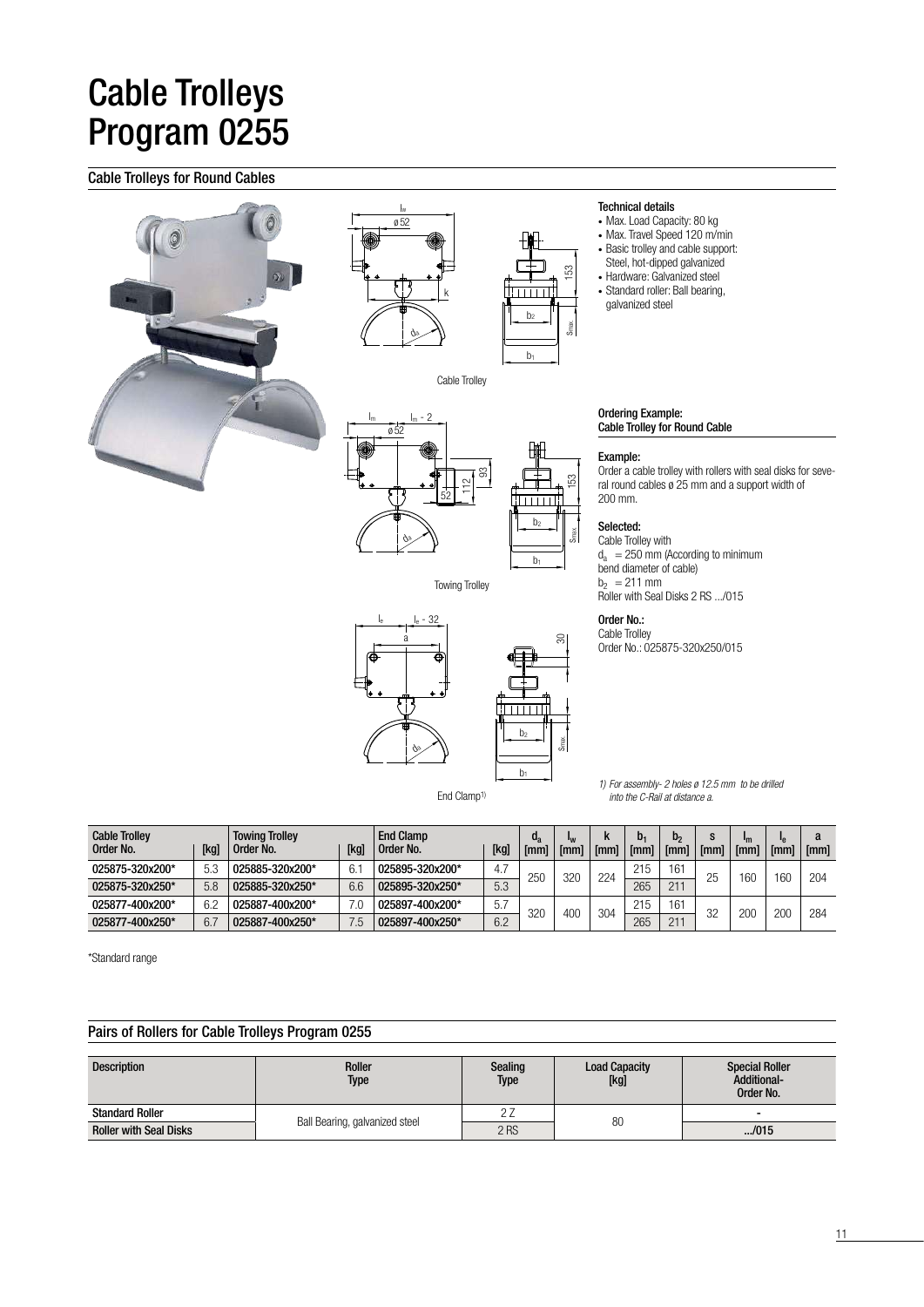# Cable Trolleys Program 0255

## Cable Trolleys for Round Cables

Cable Trolley

Towing Trolley

End Clamp[1)]

### Technical details

- Max. Load Capacity: 80 kg
- Max. Travel Speed 120 m/min
- Basic trolley and cable support: Steel, hot-dipped galvanized
- Hardware: Galvanized steel
- Standard roller: Ball bearing, galvanized steel

### Ordering Example: Cable Trolley for Round Cable

**Example:**

Order a cable trolley with rollers with seal disks for several round cables ø 25 mm and a support width of 200 mm.

**Selected:**

Cable Trolley with
$d_a$ = 250 mm (According to minimum bend diameter of cable)
$b_2$ = 211 mm
Roller with Seal Disks 2 RS .../015

**Order No.:**

Cable Trolley
Order No.: 025875-320x250/015

*1) For assembly- 2 holes ø 12.5 mm to be drilled into the C-Rail at distance a.*

| Cable Trolley Order No. | [kg] | Towing Trolley Order No. | [kg] | End Clamp Order No. | [kg] | $d_a$ [mm] | $l_w$ [mm] | k [mm] | $b_1$ [mm] | $b_2$ [mm] | s [mm] | $l_m$ [mm] | $l_e$ [mm] | a [mm] |
|---|---|---|---|---|---|---|---|---|---|---|---|---|---|---|
| 025875-320x200* | 5.3 | 025885-320x200* | 6.1 | 025895-320x200* | 4.7 | 250 | 320 | 224 | 215 | 161 | 25 | 160 | 160 | 204 |
| 025875-320x250* | 5.8 | 025885-320x250* | 6.6 | 025895-320x250* | 5.3 | | | | 265 | 211 | | | | |
| 025877-400x200* | 6.2 | 025887-400x200* | 7.0 | 025897-400x200* | 5.7 | 320 | 400 | 304 | 215 | 161 | 32 | 200 | 200 | 284 |
| 025877-400x250* | 6.7 | 025887-400x250* | 7.5 | 025897-400x250* | 6.2 | | | | 265 | 211 | | | | |

*Standard range

## Pairs of Rollers for Cable Trolleys Program 0255

| Description | Roller Type | Sealing Type | Load Capacity [kg] | Special Roller Additional-Order No. |
|---|---|---|---|---|
| Standard Roller | Ball Bearing, galvanized steel | 2 Z | 80 | - |
| Roller with Seal Disks | | 2 RS | | .../015 |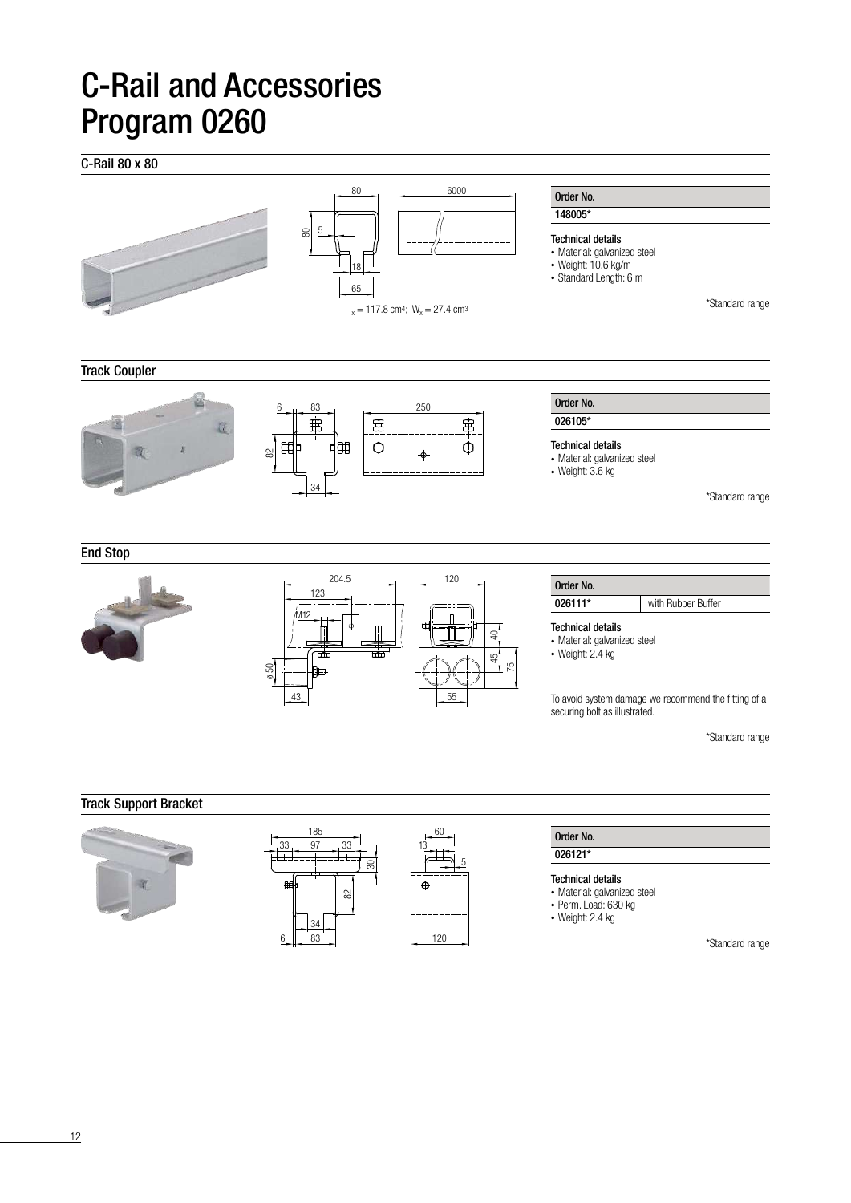# C-Rail and Accessories Program 0260

## C-Rail 80 x 80

$I_x = 117.8\ cm^4$; $W_x = 27.4\ cm^3$

| Order No. |
|---|
| 148005* |

**Technical details**

- Material: galvanized steel
- Weight: 10.6 kg/m
- Standard Length: 6 m

*Standard range

## Track Coupler

| Order No. |
|---|
| 026105* |

**Technical details**

- Material: galvanized steel
- Weight: 3.6 kg

*Standard range

## End Stop

| Order No. | |
|---|---|
| 026111* | with Rubber Buffer |

**Technical details**

- Material: galvanized steel
- Weight: 2.4 kg

To avoid system damage we recommend the fitting of a securing bolt as illustrated.

*Standard range

## Track Support Bracket

| Order No. |
|---|
| 026121* |

**Technical details**

- Material: galvanized steel
- Perm. Load: 630 kg
- Weight: 2.4 kg

*Standard range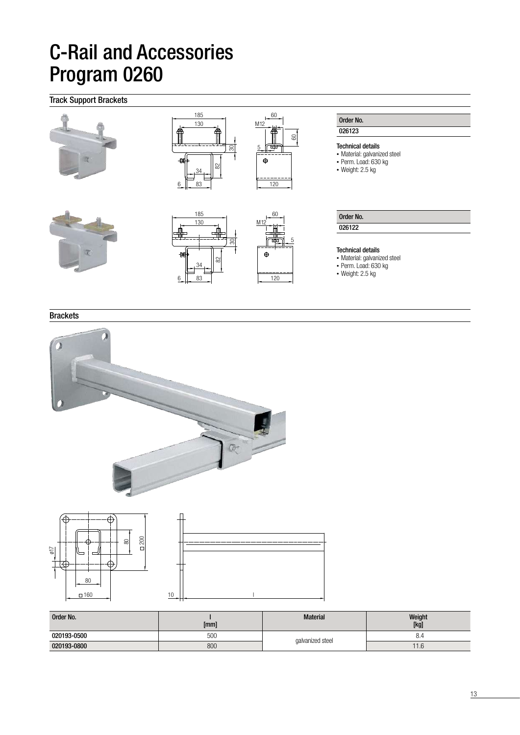# C-Rail and Accessories Program 0260

## Track Support Brackets

| Order No. |
|---|
| 026123 |

**Technical details**
- Material: galvanized steel
- Perm. Load: 630 kg
- Weight: 2.5 kg

| Order No. |
|---|
| 026122 |

**Technical details**
- Material: galvanized steel
- Perm. Load: 630 kg
- Weight: 2.5 kg

## Brackets

| Order No. | l [mm] | Material | Weight [kg] |
|---|---|---|---|
| 020193-0500 | 500 | galvanized steel | 8.4 |
| 020193-0800 | 800 | | 11.6 |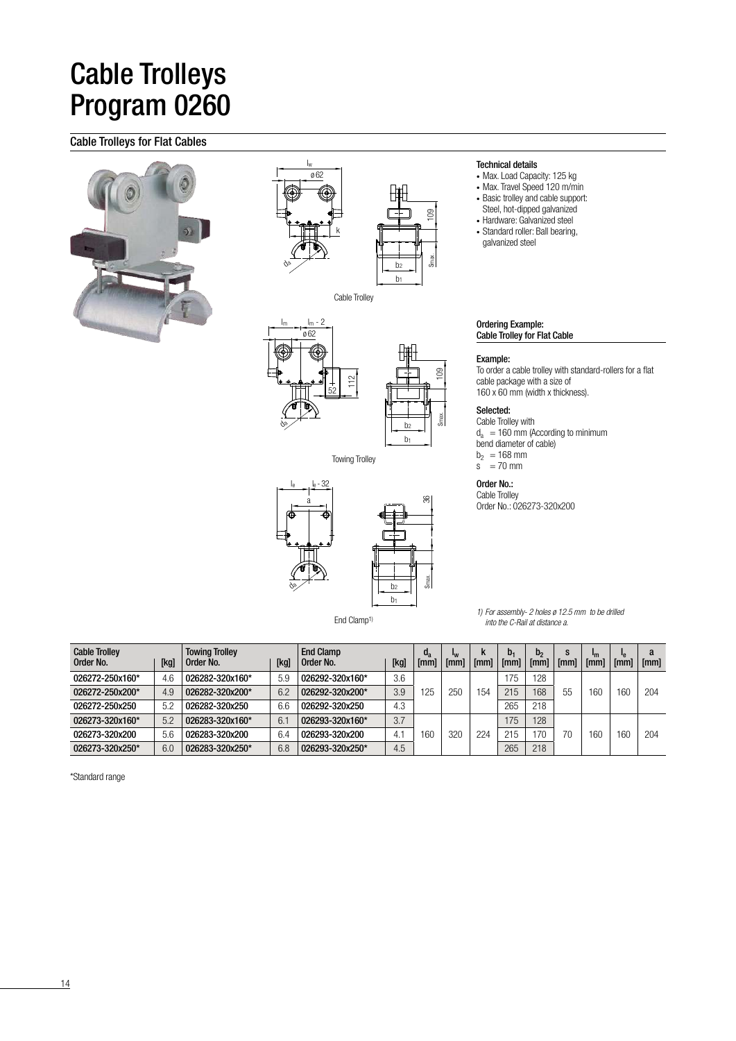# Cable Trolleys
# Program 0260

## Cable Trolleys for Flat Cables

Cable Trolley

Towing Trolley

End Clamp[1]

### Technical details

- Max. Load Capacity: 125 kg
- Max. Travel Speed 120 m/min
- Basic trolley and cable support: Steel, hot-dipped galvanized
- Hardware: Galvanized steel
- Standard roller: Ball bearing, galvanized steel

### Ordering Example: Cable Trolley for Flat Cable

**Example:**

To order a cable trolley with standard-rollers for a flat cable package with a size of 160 x 60 mm (width x thickness).

**Selected:**

Cable Trolley with
$d_a$ = 160 mm (According to minimum bend diameter of cable)
$b_2$ = 168 mm
s = 70 mm

**Order No.:**

Cable Trolley
Order No.: 026273-320x200

*1) For assembly- 2 holes ø 12.5 mm to be drilled into the C-Rail at distance a.*

| Cable Trolley Order No. | [kg] | Towing Trolley Order No. | [kg] | End Clamp Order No. | [kg] | $d_a$ [mm] | $l_w$ [mm] | k [mm] | $b_1$ [mm] | $b_2$ [mm] | s [mm] | $l_m$ [mm] | $l_e$ [mm] | a [mm] |
|---|---|---|---|---|---|---|---|---|---|---|---|---|---|---|
| 026272-250x160* | 4.6 | 026282-320x160* | 5.9 | 026292-320x160* | 3.6 | 125 | 250 | 154 | 175 | 128 | 55 | 160 | 160 | 204 |
| 026272-250x200* | 4.9 | 026282-320x200* | 6.2 | 026292-320x200* | 3.9 | | | | 215 | 168 | | | | |
| 026272-250x250 | 5.2 | 026282-320x250 | 6.6 | 026292-320x250 | 4.3 | | | | 265 | 218 | | | | |
| 026273-320x160* | 5.2 | 026283-320x160* | 6.1 | 026293-320x160* | 3.7 | 160 | 320 | 224 | 175 | 128 | 70 | 160 | 160 | 204 |
| 026273-320x200 | 5.6 | 026283-320x200 | 6.4 | 026293-320x200 | 4.1 | | | | 215 | 170 | | | | |
| 026273-320x250* | 6.0 | 026283-320x250* | 6.8 | 026293-320x250* | 4.5 | | | | 265 | 218 | | | | |

*Standard range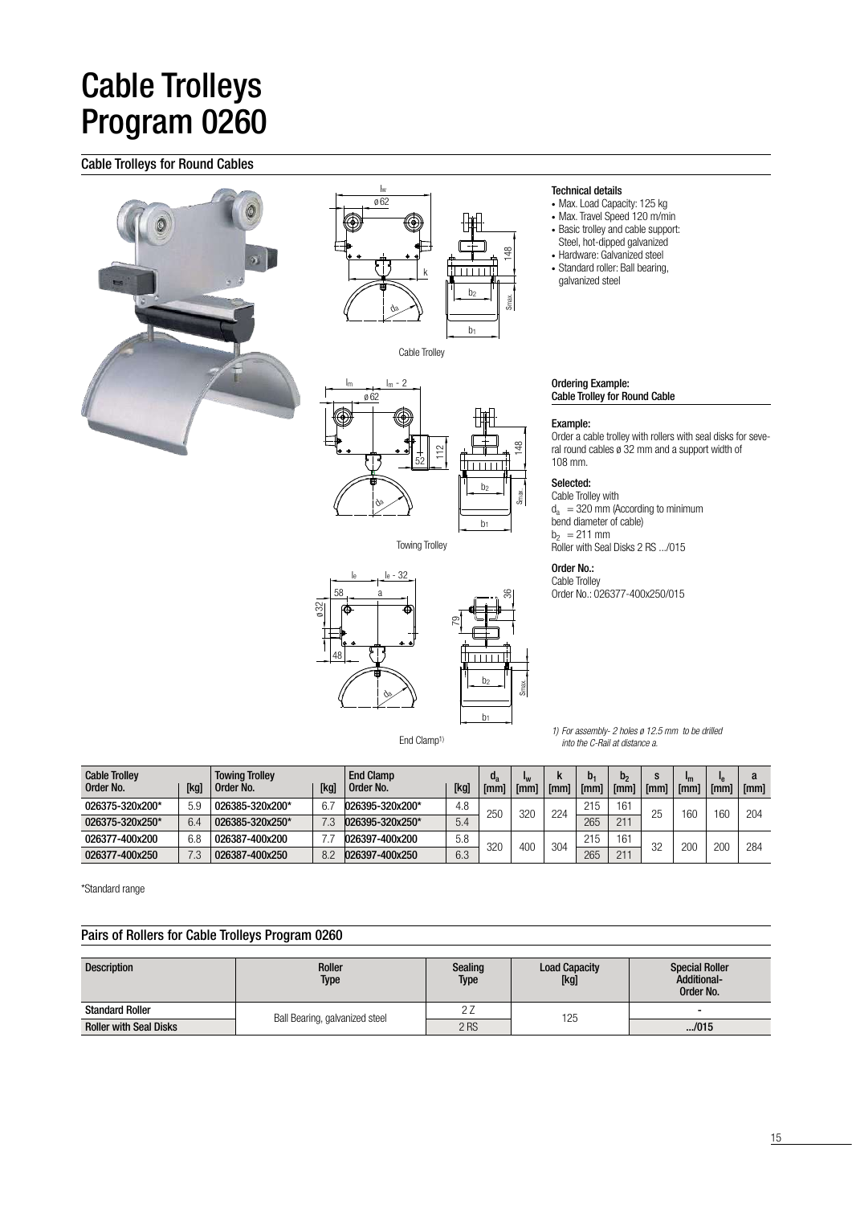# Cable Trolleys
# Program 0260

## Cable Trolleys for Round Cables

Cable Trolley

Towing Trolley

End Clamp[1]

### Technical details

- Max. Load Capacity: 125 kg
- Max. Travel Speed 120 m/min
- Basic trolley and cable support: Steel, hot-dipped galvanized
- Hardware: Galvanized steel
- Standard roller: Ball bearing, galvanized steel

**Ordering Example:**
**Cable Trolley for Round Cable**

**Example:**

Order a cable trolley with rollers with seal disks for several round cables ø 32 mm and a support width of 108 mm.

**Selected:**

Cable Trolley with
$d_a$ = 320 mm (According to minimum bend diameter of cable)
$b_2$ = 211 mm
Roller with Seal Disks 2 RS .../015

**Order No.:**

Cable Trolley
Order No.: 026377-400x250/015

*1) For assembly- 2 holes ø 12.5 mm to be drilled into the C-Rail at distance a.*

| Cable Trolley Order No. | [kg] | Towing Trolley Order No. | [kg] | End Clamp Order No. | [kg] | $d_a$ [mm] | $l_w$ [mm] | k [mm] | $b_1$ [mm] | $b_2$ [mm] | s [mm] | $l_m$ [mm] | $l_e$ [mm] | a [mm] |
|---|---|---|---|---|---|---|---|---|---|---|---|---|---|---|
| 026375-320x200* | 5.9 | 026385-320x200* | 6.7 | 026395-320x200* | 4.8 | 250 | 320 | 224 | 215 | 161 | 25 | 160 | 160 | 204 |
| 026375-320x250* | 6.4 | 026385-320x250* | 7.3 | 026395-320x250* | 5.4 | | | | 265 | 211 | | | | |
| 026377-400x200 | 6.8 | 026387-400x200 | 7.7 | 026397-400x200 | 5.8 | 320 | 400 | 304 | 215 | 161 | 32 | 200 | 200 | 284 |
| 026377-400x250 | 7.3 | 026387-400x250 | 8.2 | 026397-400x250 | 6.3 | | | | 265 | 211 | | | | |

*Standard range

## Pairs of Rollers for Cable Trolleys Program 0260

| Description | Roller Type | Sealing Type | Load Capacity [kg] | Special Roller Additional-Order No. |
|---|---|---|---|---|
| Standard Roller | Ball Bearing, galvanized steel | 2 Z | 125 | - |
| Roller with Seal Disks | | 2 RS | | .../015 |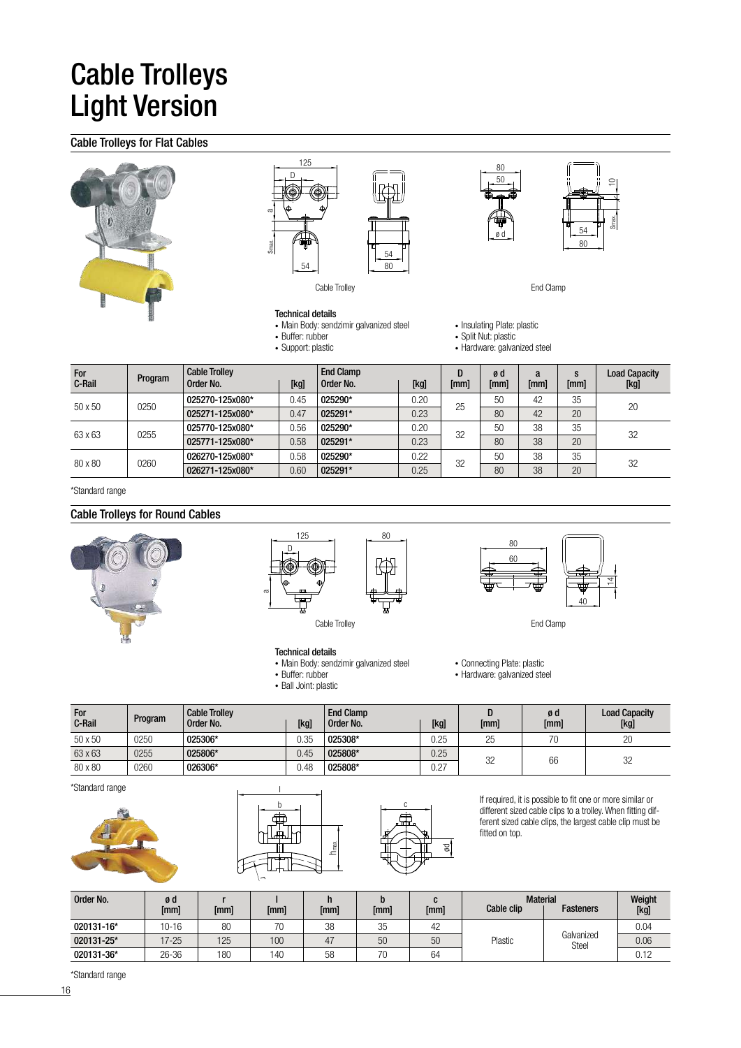# Cable Trolleys Light Version

## Cable Trolleys for Flat Cables

Cable Trolley

End Clamp

### Technical details

- Main Body: sendzimir galvanized steel
- Buffer: rubber
- Support: plastic
- Insulating Plate: plastic
- Split Nut: plastic
- Hardware: galvanized steel

| For C-Rail | Program | Cable Trolley Order No. | [kg] | End Clamp Order No. | [kg] | D [mm] | ø d [mm] | a [mm] | s [mm] | Load Capacity [kg] |
|---|---|---|---|---|---|---|---|---|---|---|
| 50 x 50 | 0250 | 025270-125x080* | 0.45 | 025290* | 0.20 | 25 | 50 | 42 | 35 | 20 |
| | | 025271-125x080* | 0.47 | 025291* | 0.23 | | 80 | 42 | 20 | |
| 63 x 63 | 0255 | 025770-125x080* | 0.56 | 025290* | 0.20 | 32 | 50 | 38 | 35 | 32 |
| | | 025771-125x080* | 0.58 | 025291* | 0.23 | | 80 | 38 | 20 | |
| 80 x 80 | 0260 | 026270-125x080* | 0.58 | 025290* | 0.22 | 32 | 50 | 38 | 35 | 32 |
| | | 026271-125x080* | 0.60 | 025291* | 0.25 | | 80 | 38 | 20 | |

*Standard range

## Cable Trolleys for Round Cables

Cable Trolley

End Clamp

### Technical details

- Main Body: sendzimir galvanized steel
- Buffer: rubber
- Ball Joint: plastic
- Connecting Plate: plastic
- Hardware: galvanized steel

| For C-Rail | Program | Cable Trolley Order No. | [kg] | End Clamp Order No. | [kg] | D [mm] | ø d [mm] | Load Capacity [kg] |
|---|---|---|---|---|---|---|---|---|
| 50 x 50 | 0250 | 025306* | 0.35 | 025308* | 0.25 | 25 | 70 | 20 |
| 63 x 63 | 0255 | 025806* | 0.45 | 025808* | 0.25 | 32 | 66 | 32 |
| 80 x 80 | 0260 | 026306* | 0.48 | 025808* | 0.27 | | | |

*Standard range

If required, it is possible to fit one or more similar or different sized cable clips to a trolley. When fitting different sized cable clips, the largest cable clip must be fitted on top.

| Order No. | ø d [mm] | r [mm] | l [mm] | h [mm] | b [mm] | c [mm] | Material: Cable clip | Material: Fasteners | Weight [kg] |
|---|---|---|---|---|---|---|---|---|---|
| 020131-16* | 10-16 | 80 | 70 | 38 | 35 | 42 | Plastic | Galvanized Steel | 0.04 |
| 020131-25* | 17-25 | 125 | 100 | 47 | 50 | 50 | | | 0.06 |
| 020131-36* | 26-36 | 180 | 140 | 58 | 70 | 64 | | | 0.12 |

*Standard range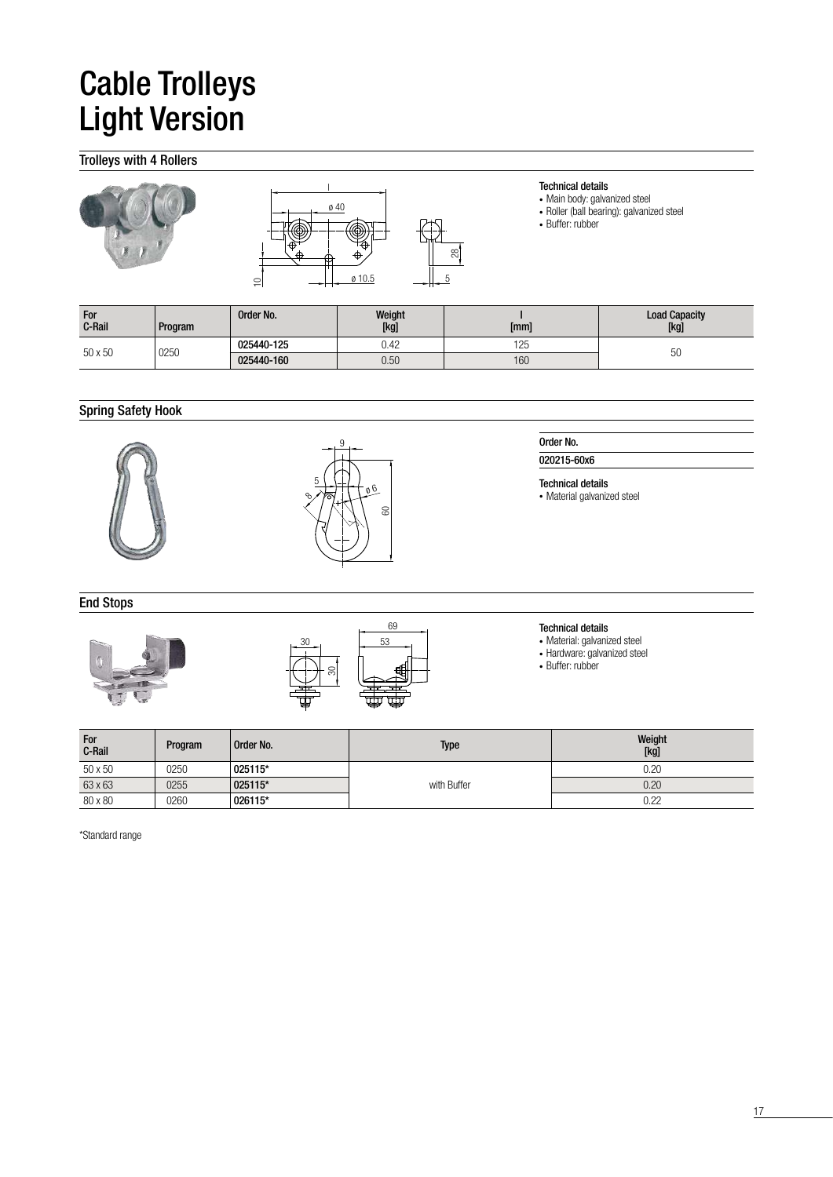# Cable Trolleys Light Version

## Trolleys with 4 Rollers

**Technical details**
- Main body: galvanized steel
- Roller (ball bearing): galvanized steel
- Buffer: rubber

| For C-Rail | Program | Order No. | Weight [kg] | l [mm] | Load Capacity [kg] |
|---|---|---|---|---|---|
| 50 x 50 | 0250 | 025440-125 | 0.42 | 125 | 50 |
| | | 025440-160 | 0.50 | 160 | |

## Spring Safety Hook

**Order No.**

020215-60x6

**Technical details**
- Material galvanized steel

## End Stops

**Technical details**
- Material: galvanized steel
- Hardware: galvanized steel
- Buffer: rubber

| For C-Rail | Program | Order No. | Type | Weight [kg] |
|---|---|---|---|---|
| 50 x 50 | 0250 | 025115* | with Buffer | 0.20 |
| 63 x 63 | 0255 | 025115* | | 0.20 |
| 80 x 80 | 0260 | 026115* | | 0.22 |

*Standard range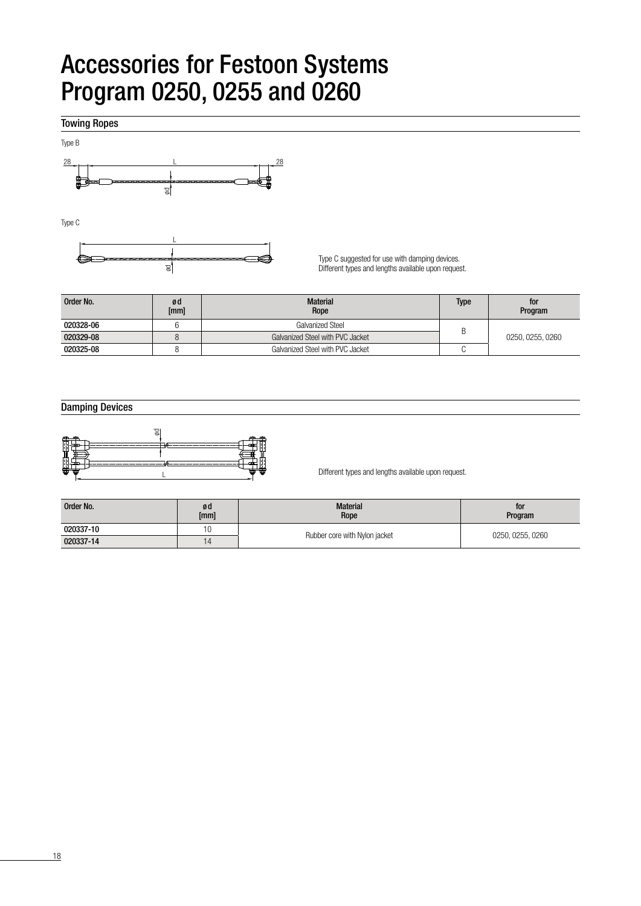# Accessories for Festoon Systems Program 0250, 0255 and 0260

## Towing Ropes

Type B

Type C

Type C suggested for use with damping devices.
Different types and lengths available upon request.

| Order No. | ø d [mm] | Material Rope | Type | for Program |
|---|---|---|---|---|
| 020328-06 | 6 | Galvanized Steel | B | 0250, 0255, 0260 |
| 020329-08 | 8 | Galvanized Steel with PVC Jacket | | |
| 020325-08 | 8 | Galvanized Steel with PVC Jacket | C | |

## Damping Devices

Different types and lengths available upon request.

| Order No. | ø d [mm] | Material Rope | for Program |
|---|---|---|---|
| 020337-10 | 10 | Rubber core with Nylon jacket | 0250, 0255, 0260 |
| 020337-14 | 14 | | |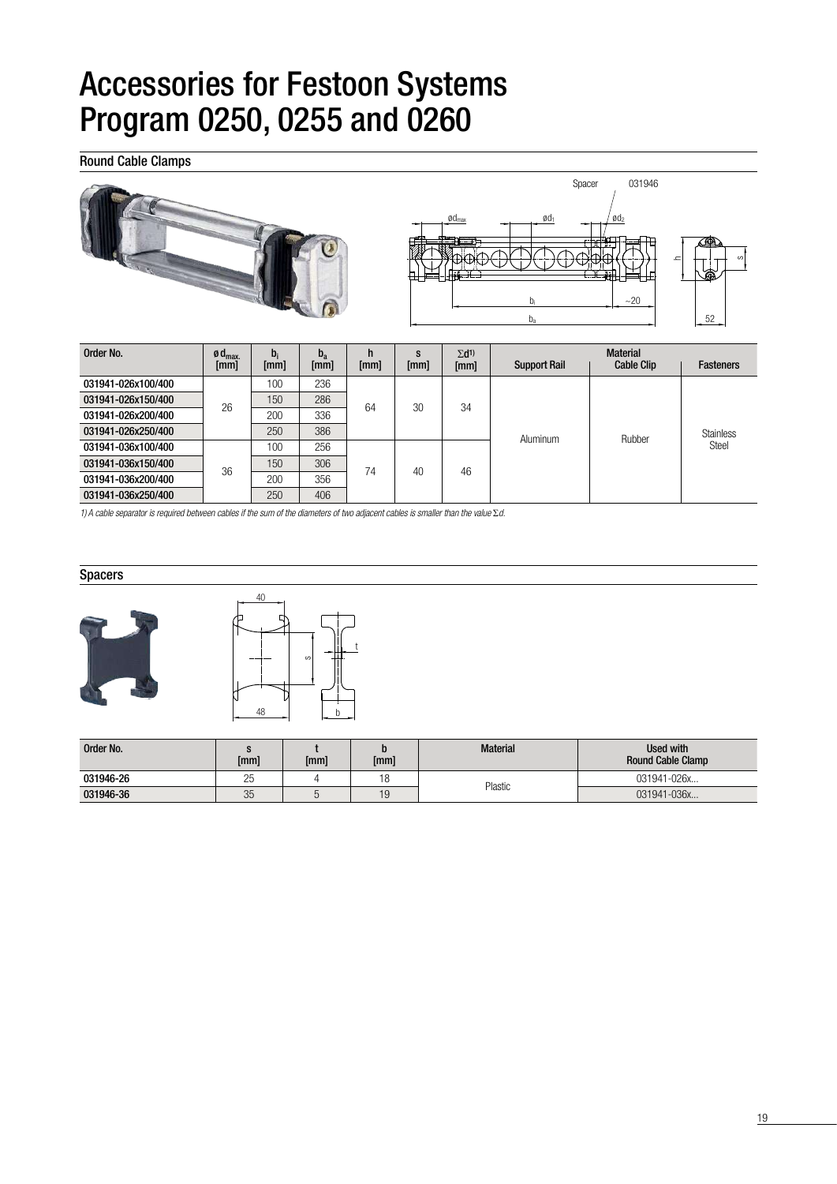# Accessories for Festoon Systems Program 0250, 0255 and 0260

## Round Cable Clamps

| Order No. | $ø\,d_{max.}$ [mm] | $b_i$ [mm] | $b_a$ [mm] | h [mm] | s [mm] | $\Sigma d$[1] [mm] | Material | | |
|---|---|---|---|---|---|---|---|---|---|
| | | | | | | | Support Rail | Cable Clip | Fasteners |
| 031941-026x100/400 | 26 | 100 | 236 | 64 | 30 | 34 | Aluminum | Rubber | Stainless Steel |
| 031941-026x150/400 | | 150 | 286 | | | | | | |
| 031941-026x200/400 | | 200 | 336 | | | | | | |
| 031941-026x250/400 | | 250 | 386 | | | | | | |
| 031941-036x100/400 | 36 | 100 | 256 | 74 | 40 | 46 | | | |
| 031941-036x150/400 | | 150 | 306 | | | | | | |
| 031941-036x200/400 | | 200 | 356 | | | | | | |
| 031941-036x250/400 | | 250 | 406 | | | | | | |

*1) A cable separator is required between cables if the sum of the diameters of two adjacent cables is smaller than the value $\Sigma d$.*

## Spacers

| Order No. | s [mm] | t [mm] | b [mm] | Material | Used with Round Cable Clamp |
|---|---|---|---|---|---|
| 031946-26 | 25 | 4 | 18 | Plastic | 031941-026x... |
| 031946-36 | 35 | 5 | 19 | | 031941-036x... |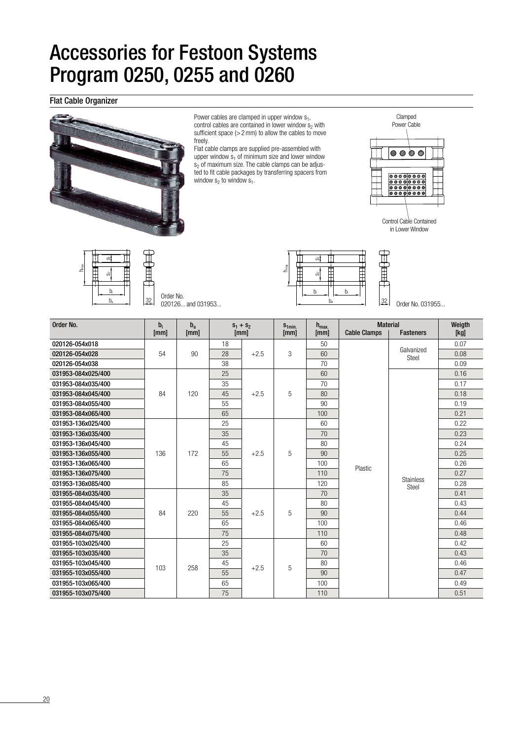# Accessories for Festoon Systems Program 0250, 0255 and 0260

## Flat Cable Organizer

Power cables are clamped in upper window $s_1$, control cables are contained in lower window $s_2$ with sufficient space (> 2 mm) to allow the cables to move freely.
Flat cable clamps are supplied pre-assembled with upper window $s_1$ of minimum size and lower window $s_2$ of maximum size. The cable clamps can be adjusted to fit cable packages by transferring spacers from window $s_2$ to window $s_1$.

Clamped Power Cable

Control Cable Contained in Lower Window

Order No. 020126... and 031953...

Order No. 031955...

| Order No. | $b_i$ [mm] | $b_a$ [mm] | $s_1 + s_2$ [mm] | | $s_{1min.}$ [mm] | $h_{max.}$ [mm] | Material | | Weigth [kg] |
|---|---|---|---|---|---|---|---|---|---|
| | | | | | | | Cable Clamps | Fasteners | |
| 020126-054x018 | 54 | 90 | 18 | +2.5 | 3 | 50 | Plastic | Galvanized Steel | 0.07 |
| 020126-054x028 | 54 | 90 | 28 | +2.5 | 3 | 60 | Plastic | Galvanized Steel | 0.08 |
| 020126-054x038 | 54 | 90 | 38 | +2.5 | 3 | 70 | Plastic | Galvanized Steel | 0.09 |
| 031953-084x025/400 | 84 | 120 | 25 | +2.5 | 5 | 60 | Plastic | Stainless Steel | 0.16 |
| 031953-084x035/400 | 84 | 120 | 35 | +2.5 | 5 | 70 | Plastic | Stainless Steel | 0.17 |
| 031953-084x045/400 | 84 | 120 | 45 | +2.5 | 5 | 80 | Plastic | Stainless Steel | 0.18 |
| 031953-084x055/400 | 84 | 120 | 55 | +2.5 | 5 | 90 | Plastic | Stainless Steel | 0.19 |
| 031953-084x065/400 | 84 | 120 | 65 | +2.5 | 5 | 100 | Plastic | Stainless Steel | 0.21 |
| 031953-136x025/400 | 136 | 172 | 25 | +2.5 | 5 | 60 | Plastic | Stainless Steel | 0.22 |
| 031953-136x035/400 | 136 | 172 | 35 | +2.5 | 5 | 70 | Plastic | Stainless Steel | 0.23 |
| 031953-136x045/400 | 136 | 172 | 45 | +2.5 | 5 | 80 | Plastic | Stainless Steel | 0.24 |
| 031953-136x055/400 | 136 | 172 | 55 | +2.5 | 5 | 90 | Plastic | Stainless Steel | 0.25 |
| 031953-136x065/400 | 136 | 172 | 65 | +2.5 | 5 | 100 | Plastic | Stainless Steel | 0.26 |
| 031953-136x075/400 | 136 | 172 | 75 | +2.5 | 5 | 110 | Plastic | Stainless Steel | 0.27 |
| 031953-136x085/400 | 136 | 172 | 85 | +2.5 | 5 | 120 | Plastic | Stainless Steel | 0.28 |
| 031955-084x035/400 | 84 | 220 | 35 | +2.5 | 5 | 70 | Plastic | Stainless Steel | 0.41 |
| 031955-084x045/400 | 84 | 220 | 45 | +2.5 | 5 | 80 | Plastic | Stainless Steel | 0.43 |
| 031955-084x055/400 | 84 | 220 | 55 | +2.5 | 5 | 90 | Plastic | Stainless Steel | 0.44 |
| 031955-084x065/400 | 84 | 220 | 65 | +2.5 | 5 | 100 | Plastic | Stainless Steel | 0.46 |
| 031955-084x075/400 | 84 | 220 | 75 | +2.5 | 5 | 110 | Plastic | Stainless Steel | 0.48 |
| 031955-103x025/400 | 103 | 258 | 25 | +2.5 | 5 | 60 | Plastic | Stainless Steel | 0.42 |
| 031955-103x035/400 | 103 | 258 | 35 | +2.5 | 5 | 70 | Plastic | Stainless Steel | 0.43 |
| 031955-103x045/400 | 103 | 258 | 45 | +2.5 | 5 | 80 | Plastic | Stainless Steel | 0.46 |
| 031955-103x055/400 | 103 | 258 | 55 | +2.5 | 5 | 90 | Plastic | Stainless Steel | 0.47 |
| 031955-103x065/400 | 103 | 258 | 65 | +2.5 | 5 | 100 | Plastic | Stainless Steel | 0.49 |
| 031955-103x075/400 | 103 | 258 | 75 | +2.5 | 5 | 110 | Plastic | Stainless Steel | 0.51 |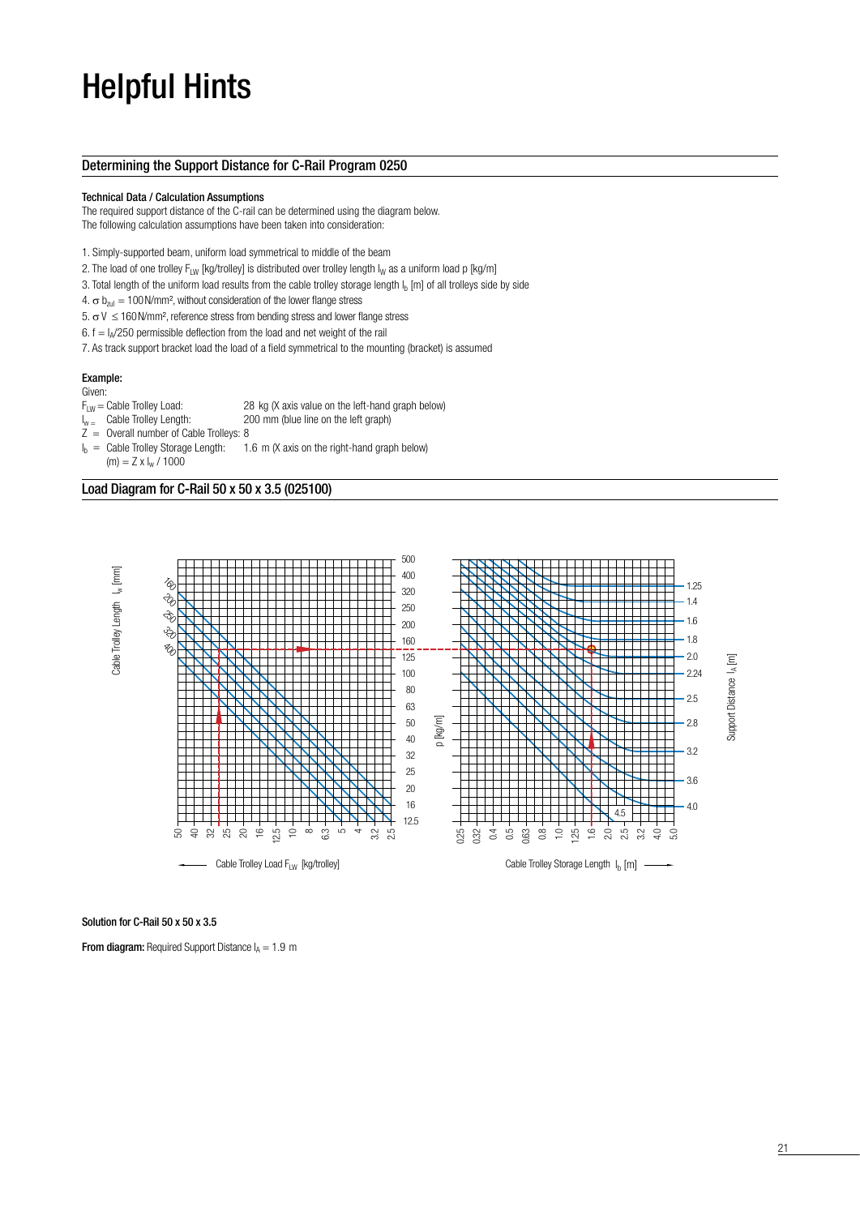# Helpful Hints

## Determining the Support Distance for C-Rail Program 0250

### Technical Data / Calculation Assumptions

The required support distance of the C-rail can be determined using the diagram below.
The following calculation assumptions have been taken into consideration:

1. Simply-supported beam, uniform load symmetrical to middle of the beam
2. The load of one trolley $F_{LW}$ [kg/trolley] is distributed over trolley length $l_W$ as a uniform load p [kg/m]
3. Total length of the uniform load results from the cable trolley storage length $l_b$ [m] of all trolleys side by side
4. $\sigma\, b_{zul} = 100\,N/mm^2$, without consideration of the lower flange stress
5. $\sigma V \leq 160\,N/mm^2$, reference stress from bending stress and lower flange stress
6. $f = l_A/250$ permissible deflection from the load and net weight of the rail
7. As track support bracket load the load of a field symmetrical to the mounting (bracket) is assumed

### Example:

Given:

$F_{LW}$ = Cable Trolley Load: 28 kg (X axis value on the left-hand graph below)
$l_w$ = Cable Trolley Length: 200 mm (blue line on the left graph)
Z = Overall number of Cable Trolleys: 8
$l_b$ = Cable Trolley Storage Length: 1.6 m (X axis on the right-hand graph below)
(m) = Z x $l_w$ / 1000

## Load Diagram for C-Rail 50 x 50 x 3.5 (025100)

Cable Trolley Length $l_w$ [mm]: 160, 200, 250, 320, 400

p [kg/m]: 500, 400, 320, 250, 200, 160, 125, 100, 80, 63, 50, 40, 32, 25, 20, 16, 12.5

Cable Trolley Load $F_{LW}$ [kg/trolley]: 50, 40, 32, 25, 20, 16, 12.5, 10, 8, 6.3, 5, 4, 3.2, 2.5

Cable Trolley Storage Length $l_b$ [m]: 0.25, 0.32, 0.4, 0.5, 0.63, 0.8, 1.0, 1.25, 1.6, 2.0, 2.5, 3.2, 4.0, 5.0

Support Distance $l_A$ [m]: 1.25, 1.4, 1.6, 1.8, 2.0, 2.24, 2.5, 2.8, 3.2, 3.6, 4.0, 4.5

### Solution for C-Rail 50 x 50 x 3.5

**From diagram:** Required Support Distance $l_A$ = 1.9 m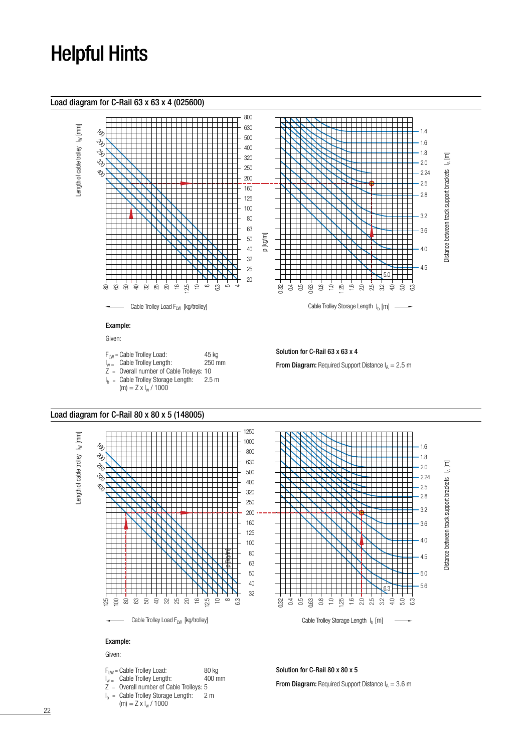# Helpful Hints

## Load diagram for C-Rail 63 x 63 x 4 (025600)

Length of cable trolley $l_W$ [mm]: 160, 200, 250, 320, 400

p [kg/m]: 800, 630, 500, 400, 320, 250, 200, 160, 125, 100, 80, 63, 50, 40, 32, 25, 20

Distance between track support brackets $l_A$ [m]: 1.4, 1.6, 1.8, 2.0, 2.24, 2.5, 2.8, 3.2, 3.6, 4.0, 4.5, 5.0

Cable Trolley Load $F_{LW}$ [kg/trolley]: 80, 63, 50, 40, 32, 25, 20, 16, 12.5, 10, 8, 6.3, 5, 4

Cable Trolley Storage Length $l_b$ [m]: 0.32, 0.4, 0.5, 0.63, 0.8, 1.0, 1.25, 1.6, 2.0, 2.5, 3.2, 4.0, 5.0, 6.3

**Example:**

Given:

$F_{LW}$ = Cable Trolley Load: 45 kg
$l_w$ = Cable Trolley Length: 250 mm
Z = Overall number of Cable Trolleys: 10
$l_b$ = Cable Trolley Storage Length: 2.5 m
(m) = Z x $l_w$ / 1000

**Solution for C-Rail 63 x 63 x 4**

**From Diagram:** Required Support Distance $l_A$ = 2.5 m

## Load diagram for C-Rail 80 x 80 x 5 (148005)

Length of cable trolley $l_W$ [mm]: 160, 200, 250, 320, 400

p [kg/m]: 1250, 1000, 800, 630, 500, 400, 320, 250, 200, 160, 125, 100, 80, 63, 50, 40, 32

Distance between track support brackets $l_A$ [m]: 1.6, 1.8, 2.0, 2.24, 2.5, 2.8, 3.2, 3.6, 4.0, 4.5, 5.0, 5.6, 6.3

Cable Trolley Load $F_{LW}$ [kg/trolley]: 125, 100, 80, 63, 50, 40, 32, 25, 20, 16, 12.5, 10, 8, 6.3

Cable Trolley Storage Length $l_b$ [m]: 0.32, 0.4, 0.5, 0.63, 0.8, 1.0, 1.25, 1.6, 2.0, 2.5, 3.2, 4.0, 5.0, 6.3

**Example:**

Given:

$F_{LW}$ = Cable Trolley Load: 80 kg
$l_w$ = Cable Trolley Length: 400 mm
Z = Overall number of Cable Trolleys: 5
$l_b$ = Cable Trolley Storage Length: 2 m
(m) = Z x $l_w$ / 1000

**Solution for C-Rail 80 x 80 x 5**

**From Diagram:** Required Support Distance $l_A$ = 3.6 m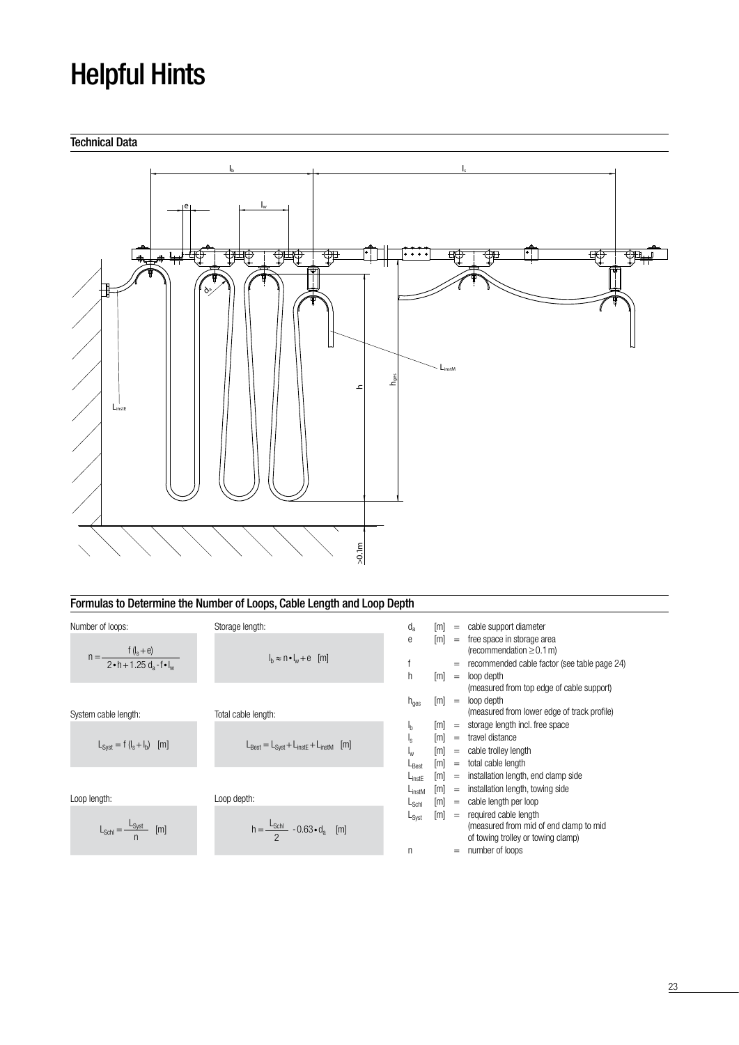# Helpful Hints

## Technical Data

## Formulas to Determine the Number of Loops, Cable Length and Loop Depth

Number of loops:

$$n = \frac{f\,(l_s + e)}{2 \cdot h + 1.25\, d_a - f \cdot l_w}$$

Storage length:

$$l_b \approx n \cdot l_w + e \quad [m]$$

System cable length:

$$L_{Syst} = f\,(l_s + l_b) \quad [m]$$

Total cable length:

$$L_{Best} = L_{Syst} + L_{instE} + L_{instM} \quad [m]$$

Loop length:

$$L_{Schl} = \frac{L_{Syst}}{n} \quad [m]$$

Loop depth:

$$h = \frac{L_{Schl}}{2} - 0.63 \cdot d_a \quad [m]$$

| | | | |
|---|---|---|---|
| $d_a$ | [m] | = | cable support diameter |
| $e$ | [m] | = | free space in storage area (recommendation ≥ 0.1 m) |
| $f$ | | = | recommended cable factor (see table page 24) |
| $h$ | [m] | = | loop depth (measured from top edge of cable support) |
| $h_{ges}$ | [m] | = | loop depth (measured from lower edge of track profile) |
| $l_b$ | [m] | = | storage length incl. free space |
| $l_s$ | [m] | = | travel distance |
| $l_w$ | [m] | = | cable trolley length |
| $L_{Best}$ | [m] | = | total cable length |
| $L_{instE}$ | [m] | = | installation length, end clamp side |
| $L_{instM}$ | [m] | = | installation length, towing side |
| $L_{Schl}$ | [m] | = | cable length per loop |
| $L_{Syst}$ | [m] | = | required cable length (measured from mid of end clamp to mid of towing trolley or towing clamp) |
| $n$ | | = | number of loops |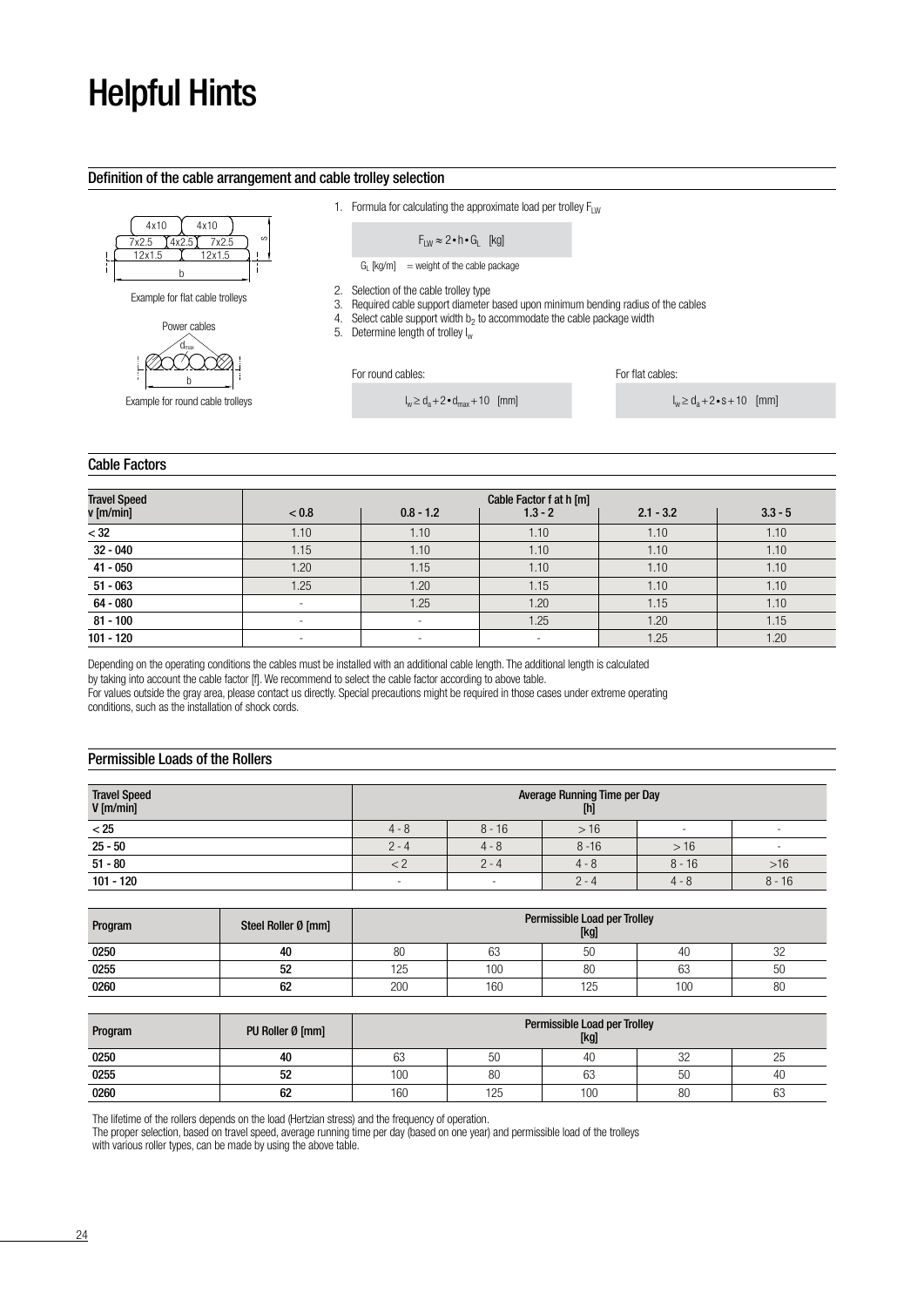# Helpful Hints

## Definition of the cable arrangement and cable trolley selection

4x10 4x10
7x2.5 4x2.5 7x2.5
12x1.5 12x1.5
s
b

Example for flat cable trolleys

Power cables
$d_{max}$
b

Example for round cable trolleys

1. Formula for calculating the approximate load per trolley $F_{LW}$

$$F_{LW} \approx 2 \cdot h \cdot G_L \quad [kg]$$

$G_L$ [kg/m] = weight of the cable package

2. Selection of the cable trolley type
3. Required cable support diameter based upon minimum bending radius of the cables
4. Select cable support width $b_2$ to accommodate the cable package width
5. Determine length of trolley $l_w$

For round cables:

$$l_w \geq d_a + 2 \cdot d_{max} + 10 \quad [mm]$$

For flat cables:

$$l_w \geq d_a + 2 \cdot s + 10 \quad [mm]$$

## Cable Factors

| Travel Speed v [m/min] | Cable Factor f at h [m] | | | | |
|---|---|---|---|---|---|
| | < 0.8 | 0.8 - 1.2 | 1.3 - 2 | 2.1 - 3.2 | 3.3 - 5 |
| < 32 | 1.10 | 1.10 | 1.10 | 1.10 | 1.10 |
| 32 - 040 | 1.15 | 1.10 | 1.10 | 1.10 | 1.10 |
| 41 - 050 | 1.20 | 1.15 | 1.10 | 1.10 | 1.10 |
| 51 - 063 | 1.25 | 1.20 | 1.15 | 1.10 | 1.10 |
| 64 - 080 | - | 1.25 | 1.20 | 1.15 | 1.10 |
| 81 - 100 | - | - | 1.25 | 1.20 | 1.15 |
| 101 - 120 | - | - | - | 1.25 | 1.20 |

Depending on the operating conditions the cables must be installed with an additional cable length. The additional length is calculated by taking into account the cable factor [f]. We recommend to select the cable factor according to above table.
For values outside the gray area, please contact us directly. Special precautions might be required in those cases under extreme operating conditions, such as the installation of shock cords.

## Permissible Loads of the Rollers

| Travel Speed V [m/min] | Average Running Time per Day [h] | | | | |
|---|---|---|---|---|---|
| < 25 | 4 - 8 | 8 - 16 | > 16 | - | - |
| 25 - 50 | 2 - 4 | 4 - 8 | 8 -16 | > 16 | - |
| 51 - 80 | < 2 | 2 - 4 | 4 - 8 | 8 - 16 | >16 |
| 101 - 120 | - | - | 2 - 4 | 4 - 8 | 8 - 16 |

| Program | Steel Roller Ø [mm] | Permissible Load per Trolley [kg] | | | | |
|---|---|---|---|---|---|---|
| 0250 | 40 | 80 | 63 | 50 | 40 | 32 |
| 0255 | 52 | 125 | 100 | 80 | 63 | 50 |
| 0260 | 62 | 200 | 160 | 125 | 100 | 80 |

| Program | PU Roller Ø [mm] | Permissible Load per Trolley [kg] | | | | |
|---|---|---|---|---|---|---|
| 0250 | 40 | 63 | 50 | 40 | 32 | 25 |
| 0255 | 52 | 100 | 80 | 63 | 50 | 40 |
| 0260 | 62 | 160 | 125 | 100 | 80 | 63 |

The lifetime of the rollers depends on the load (Hertzian stress) and the frequency of operation.
The proper selection, based on travel speed, average running time per day (based on one year) and permissible load of the trolleys with various roller types, can be made by using the above table.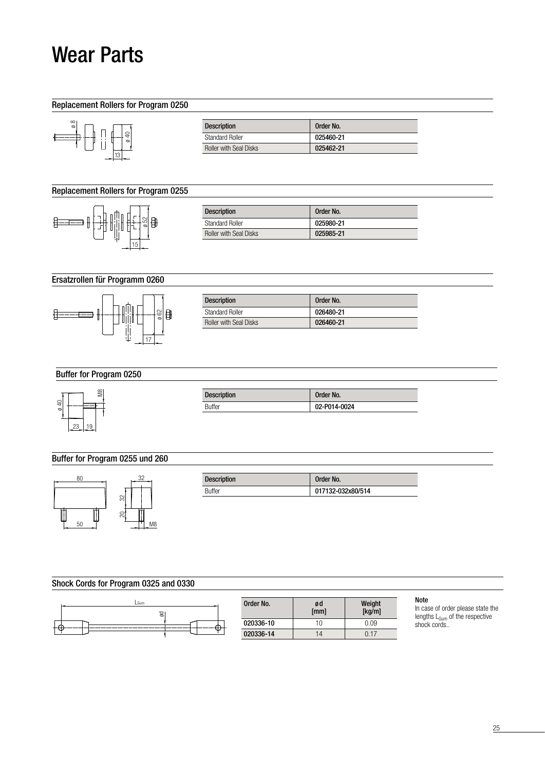# Wear Parts

## Replacement Rollers for Program 0250

| Description | Order No. |
|---|---|
| Standard Roller | **025460-21** |
| Roller with Seal Disks | **025462-21** |

## Replacement Rollers for Program 0255

| Description | Order No. |
|---|---|
| Standard Roller | **025980-21** |
| Roller with Seal Disks | **025985-21** |

## Ersatzrollen für Programm 0260

| Description | Order No. |
|---|---|
| Standard Roller | **026480-21** |
| Roller with Seal Disks | **026460-21** |

## Buffer for Program 0250

| Description | Order No. |
|---|---|
| Buffer | **02-P014-0024** |

## Buffer for Program 0255 und 260

| Description | Order No. |
|---|---|
| Buffer | **017132-032x80/514** |

## Shock Cords for Program 0325 and 0330

| Order No. | ø d [mm] | Weight [kg/m] |
|---|---|---|
| **020336-10** | 10 | 0.09 |
| **020336-14** | 14 | 0.17 |

**Note**
In case of order please state the lengths $L_{Gum}$ of the respective shock cords..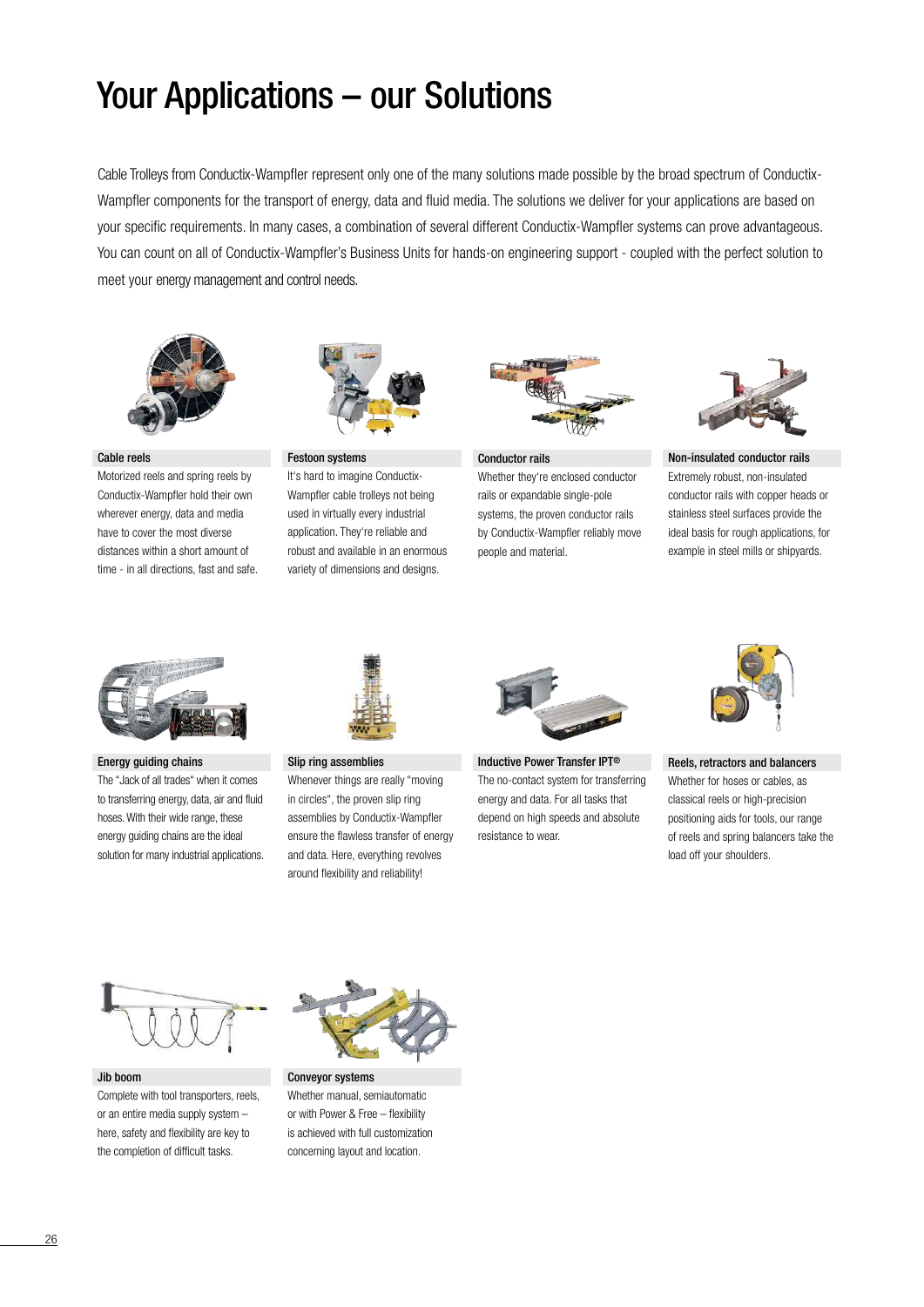# Your Applications – our Solutions

Cable Trolleys from Conductix-Wampfler represent only one of the many solutions made possible by the broad spectrum of Conductix-Wampfler components for the transport of energy, data and fluid media. The solutions we deliver for your applications are based on your specific requirements. In many cases, a combination of several different Conductix-Wampfler systems can prove advantageous. You can count on all of Conductix-Wampfler's Business Units for hands-on engineering support - coupled with the perfect solution to meet your energy management and control needs.

### Cable reels

Motorized reels and spring reels by Conductix-Wampfler hold their own wherever energy, data and media have to cover the most diverse distances within a short amount of time - in all directions, fast and safe.

### Festoon systems

It's hard to imagine Conductix-Wampfler cable trolleys not being used in virtually every industrial application. They're reliable and robust and available in an enormous variety of dimensions and designs.

### Conductor rails

Whether they're enclosed conductor rails or expandable single-pole systems, the proven conductor rails by Conductix-Wampfler reliably move people and material.

### Non-insulated conductor rails

Extremely robust, non-insulated conductor rails with copper heads or stainless steel surfaces provide the ideal basis for rough applications, for example in steel mills or shipyards.

### Energy guiding chains

The "Jack of all trades" when it comes to transferring energy, data, air and fluid hoses. With their wide range, these energy guiding chains are the ideal solution for many industrial applications.

### Slip ring assemblies

Whenever things are really "moving in circles", the proven slip ring assemblies by Conductix-Wampfler ensure the flawless transfer of energy and data. Here, everything revolves around flexibility and reliability!

### Inductive Power Transfer IPT®

The no-contact system for transferring energy and data. For all tasks that depend on high speeds and absolute resistance to wear.

### Reels, retractors and balancers

Whether for hoses or cables, as classical reels or high-precision positioning aids for tools, our range of reels and spring balancers take the load off your shoulders.

### Jib boom

Complete with tool transporters, reels, or an entire media supply system – here, safety and flexibility are key to the completion of difficult tasks.

### Conveyor systems

Whether manual, semiautomatic or with Power & Free – flexibility is achieved with full customization concerning layout and location.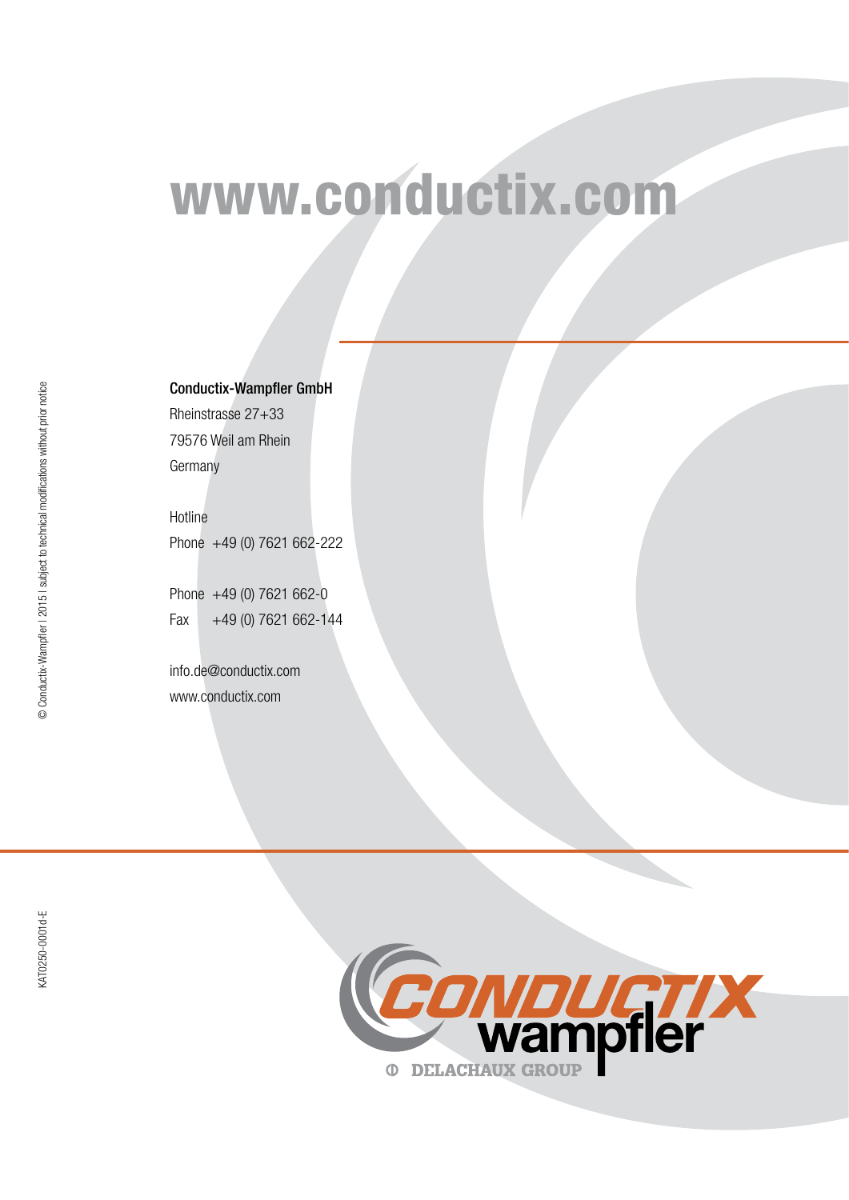# www.conductix.com

**Conductix-Wampfler GmbH**
Rheinstrasse 27+33
79576 Weil am Rhein
Germany

Hotline
Phone +49 (0) 7621 662-222

Phone +49 (0) 7621 662-0
Fax +49 (0) 7621 662-144

info.de@conductix.com
www.conductix.com

© Conductix-Wampfler | 2015 | subject to technical modifications without prior notice

KAT0250-0001d-E

CONDUCTIX wampfler
DELACHAUX GROUP